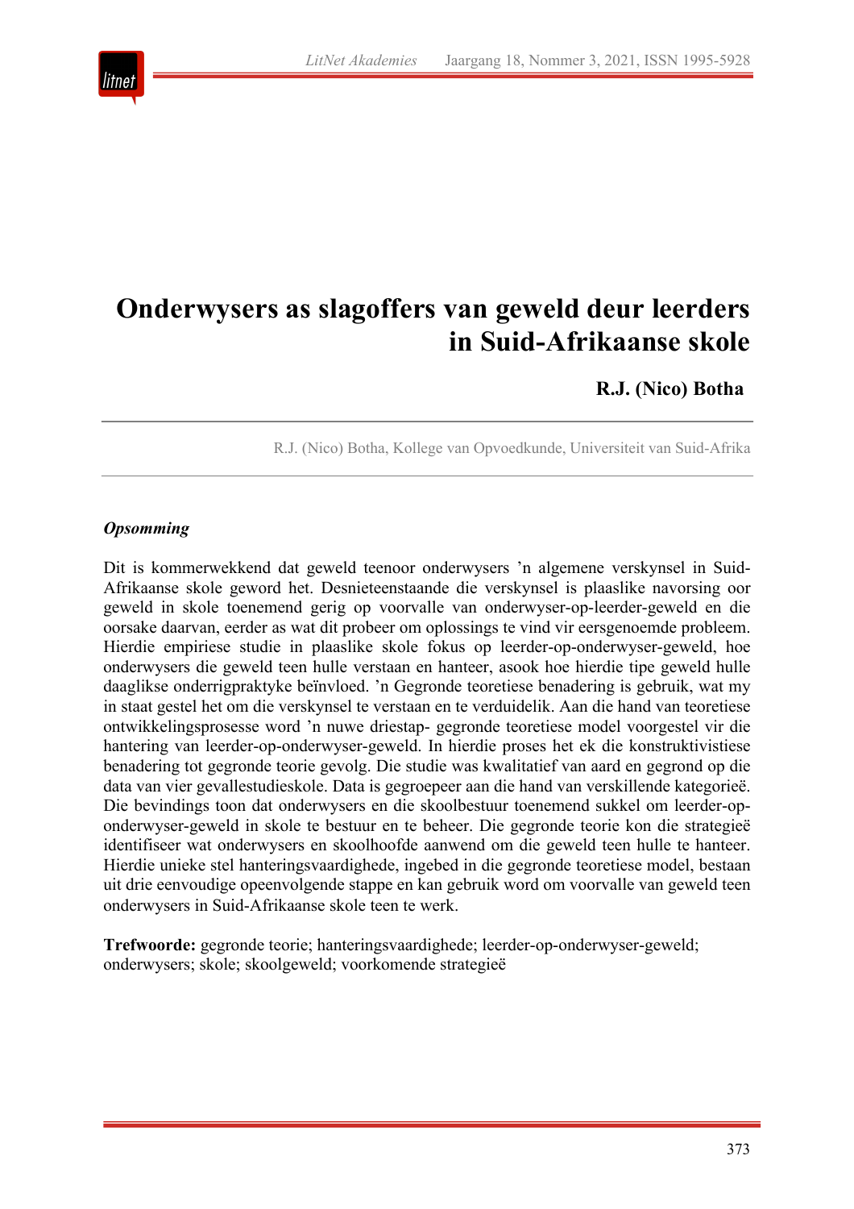# Onderwysers as slagoffers van geweld deur leerders in Suid-Afrikaanse skole

**R.J. (Nico) Botha**

R.J. (Nico) Botha, Kollege van Opvoedkunde, Universiteit van Suid-Afrika

***Opsomming***

Dit is kommerwekkend dat geweld teenoor onderwysers ’n algemene verskynsel in Suid-Afrikaanse skole geword het. Desnieteenstaande die verskynsel is plaaslike navorsing oor geweld in skole toenemend gerig op voorvalle van onderwyser-op-leerder-geweld en die oorsake daarvan, eerder as wat dit probeer om oplossings te vind vir eersgenoemde probleem. Hierdie empiriese studie in plaaslike skole fokus op leerder-op-onderwyser-geweld, hoe onderwysers die geweld teen hulle verstaan en hanteer, asook hoe hierdie tipe geweld hulle daaglikse onderrigpraktyke beïnvloed. ’n Gegronde teoretiese benadering is gebruik, wat my in staat gestel het om die verskynsel te verstaan en te verduidelik. Aan die hand van teoretiese ontwikkelingsprosesse word ’n nuwe driestap- gegronde teoretiese model voorgestel vir die hantering van leerder-op-onderwyser-geweld. In hierdie proses het ek die konstruktivistiese benadering tot gegronde teorie gevolg. Die studie was kwalitatief van aard en gegrond op die data van vier gevallestudieskole. Data is gegroepeer aan die hand van verskillende kategorieë. Die bevindings toon dat onderwysers en die skoolbestuur toenemend sukkel om leerder-op-onderwyser-geweld in skole te bestuur en te beheer. Die gegronde teorie kon die strategieë identifiseer wat onderwysers en skoolhoofde aanwend om die geweld teen hulle te hanteer. Hierdie unieke stel hanteringsvaardighede, ingebed in die gegronde teoretiese model, bestaan uit drie eenvoudige opeenvolgende stappe en kan gebruik word om voorvalle van geweld teen onderwysers in Suid-Afrikaanse skole teen te werk.

**Trefwoorde:** gegronde teorie; hanteringsvaardighede; leerder-op-onderwyser-geweld; onderwysers; skole; skoolgeweld; voorkomende strategieë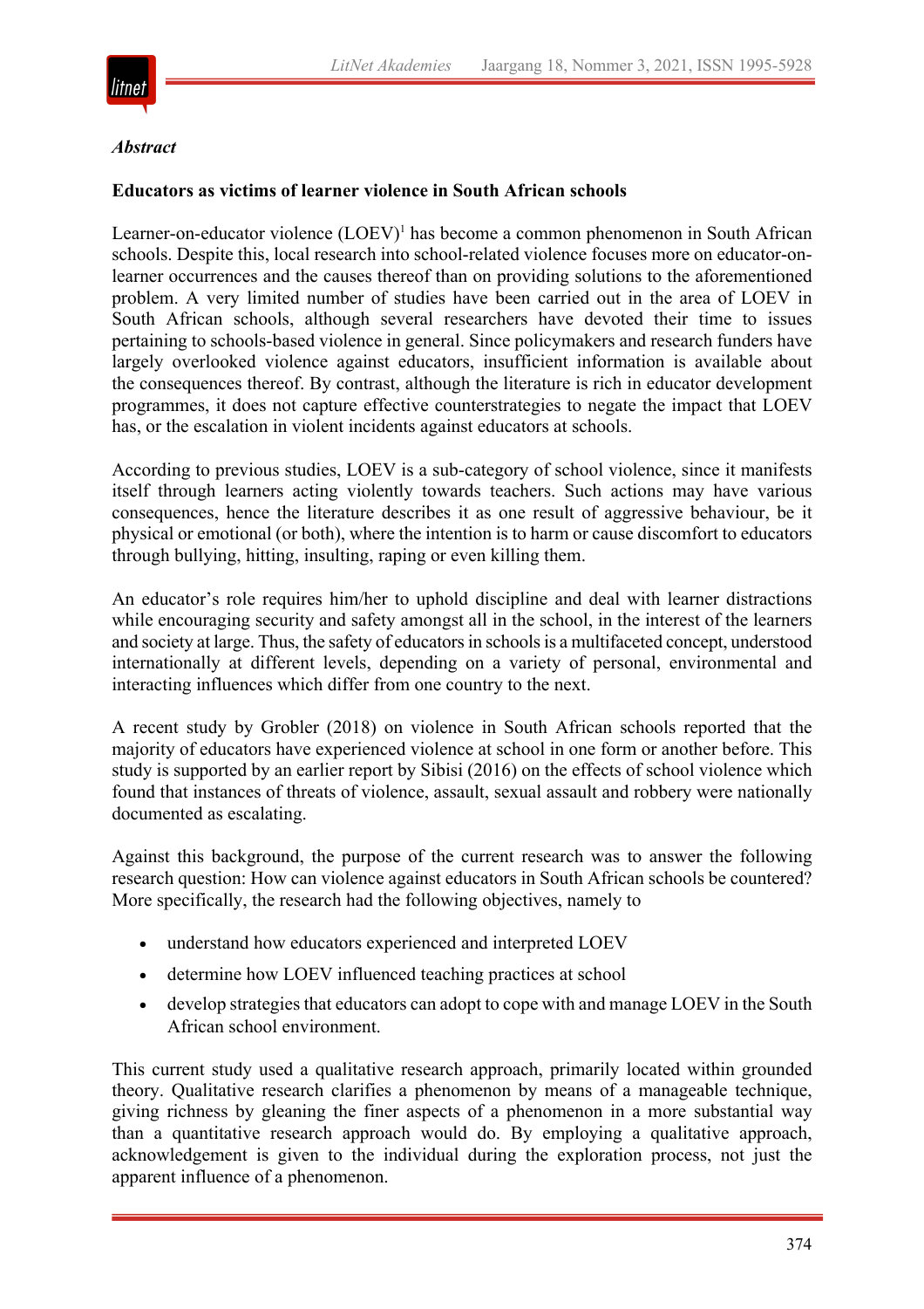*Abstract*

**Educators as victims of learner violence in South African schools**

Learner-on-educator violence (LOEV)[1] has become a common phenomenon in South African schools. Despite this, local research into school-related violence focuses more on educator-on-learner occurrences and the causes thereof than on providing solutions to the aforementioned problem. A very limited number of studies have been carried out in the area of LOEV in South African schools, although several researchers have devoted their time to issues pertaining to schools-based violence in general. Since policymakers and research funders have largely overlooked violence against educators, insufficient information is available about the consequences thereof. By contrast, although the literature is rich in educator development programmes, it does not capture effective counterstrategies to negate the impact that LOEV has, or the escalation in violent incidents against educators at schools.

According to previous studies, LOEV is a sub-category of school violence, since it manifests itself through learners acting violently towards teachers. Such actions may have various consequences, hence the literature describes it as one result of aggressive behaviour, be it physical or emotional (or both), where the intention is to harm or cause discomfort to educators through bullying, hitting, insulting, raping or even killing them.

An educator's role requires him/her to uphold discipline and deal with learner distractions while encouraging security and safety amongst all in the school, in the interest of the learners and society at large. Thus, the safety of educators in schools is a multifaceted concept, understood internationally at different levels, depending on a variety of personal, environmental and interacting influences which differ from one country to the next.

A recent study by Grobler (2018) on violence in South African schools reported that the majority of educators have experienced violence at school in one form or another before. This study is supported by an earlier report by Sibisi (2016) on the effects of school violence which found that instances of threats of violence, assault, sexual assault and robbery were nationally documented as escalating.

Against this background, the purpose of the current research was to answer the following research question: How can violence against educators in South African schools be countered? More specifically, the research had the following objectives, namely to

- understand how educators experienced and interpreted LOEV
- determine how LOEV influenced teaching practices at school
- develop strategies that educators can adopt to cope with and manage LOEV in the South African school environment.

This current study used a qualitative research approach, primarily located within grounded theory. Qualitative research clarifies a phenomenon by means of a manageable technique, giving richness by gleaning the finer aspects of a phenomenon in a more substantial way than a quantitative research approach would do. By employing a qualitative approach, acknowledgement is given to the individual during the exploration process, not just the apparent influence of a phenomenon.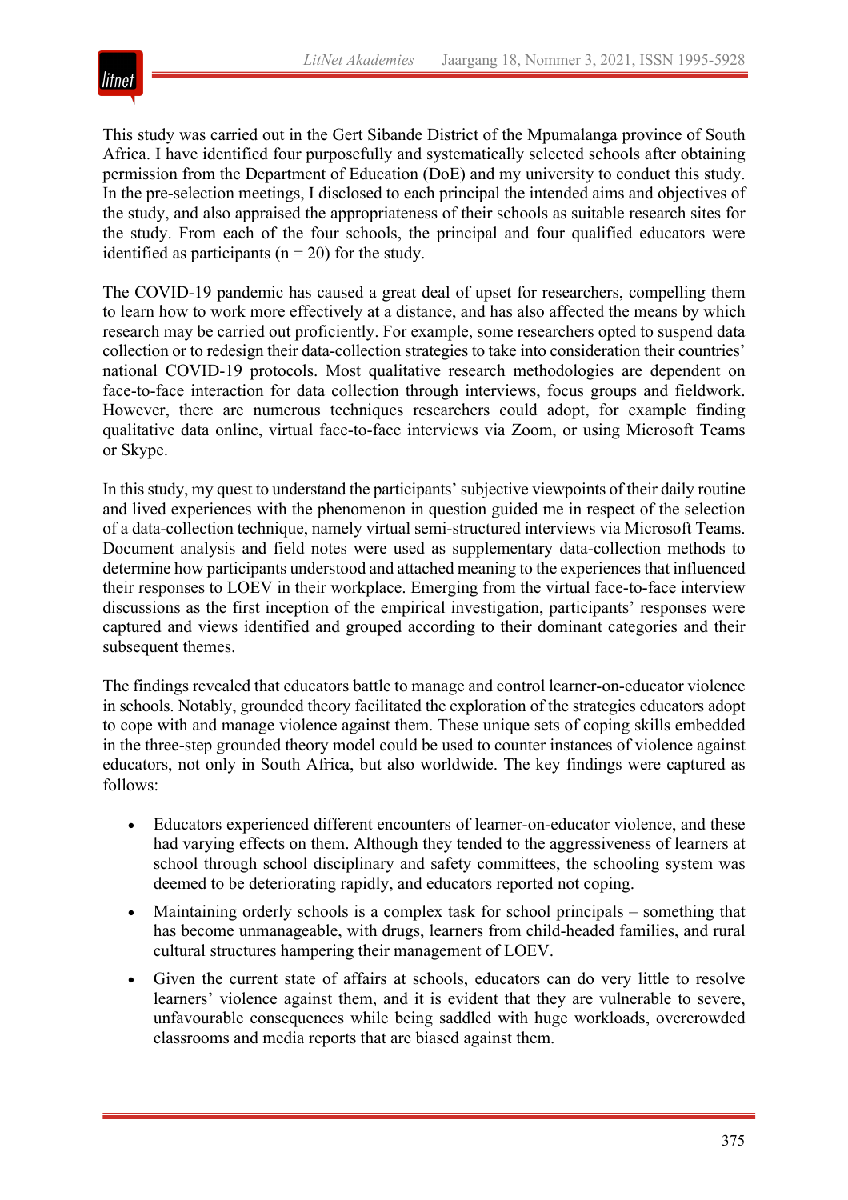This study was carried out in the Gert Sibande District of the Mpumalanga province of South Africa. I have identified four purposefully and systematically selected schools after obtaining permission from the Department of Education (DoE) and my university to conduct this study. In the pre-selection meetings, I disclosed to each principal the intended aims and objectives of the study, and also appraised the appropriateness of their schools as suitable research sites for the study. From each of the four schools, the principal and four qualified educators were identified as participants (n = 20) for the study.

The COVID-19 pandemic has caused a great deal of upset for researchers, compelling them to learn how to work more effectively at a distance, and has also affected the means by which research may be carried out proficiently. For example, some researchers opted to suspend data collection or to redesign their data-collection strategies to take into consideration their countries' national COVID-19 protocols. Most qualitative research methodologies are dependent on face-to-face interaction for data collection through interviews, focus groups and fieldwork. However, there are numerous techniques researchers could adopt, for example finding qualitative data online, virtual face-to-face interviews via Zoom, or using Microsoft Teams or Skype.

In this study, my quest to understand the participants' subjective viewpoints of their daily routine and lived experiences with the phenomenon in question guided me in respect of the selection of a data-collection technique, namely virtual semi-structured interviews via Microsoft Teams. Document analysis and field notes were used as supplementary data-collection methods to determine how participants understood and attached meaning to the experiences that influenced their responses to LOEV in their workplace. Emerging from the virtual face-to-face interview discussions as the first inception of the empirical investigation, participants' responses were captured and views identified and grouped according to their dominant categories and their subsequent themes.

The findings revealed that educators battle to manage and control learner-on-educator violence in schools. Notably, grounded theory facilitated the exploration of the strategies educators adopt to cope with and manage violence against them. These unique sets of coping skills embedded in the three-step grounded theory model could be used to counter instances of violence against educators, not only in South Africa, but also worldwide. The key findings were captured as follows:

- Educators experienced different encounters of learner-on-educator violence, and these had varying effects on them. Although they tended to the aggressiveness of learners at school through school disciplinary and safety committees, the schooling system was deemed to be deteriorating rapidly, and educators reported not coping.
- Maintaining orderly schools is a complex task for school principals – something that has become unmanageable, with drugs, learners from child-headed families, and rural cultural structures hampering their management of LOEV.
- Given the current state of affairs at schools, educators can do very little to resolve learners' violence against them, and it is evident that they are vulnerable to severe, unfavourable consequences while being saddled with huge workloads, overcrowded classrooms and media reports that are biased against them.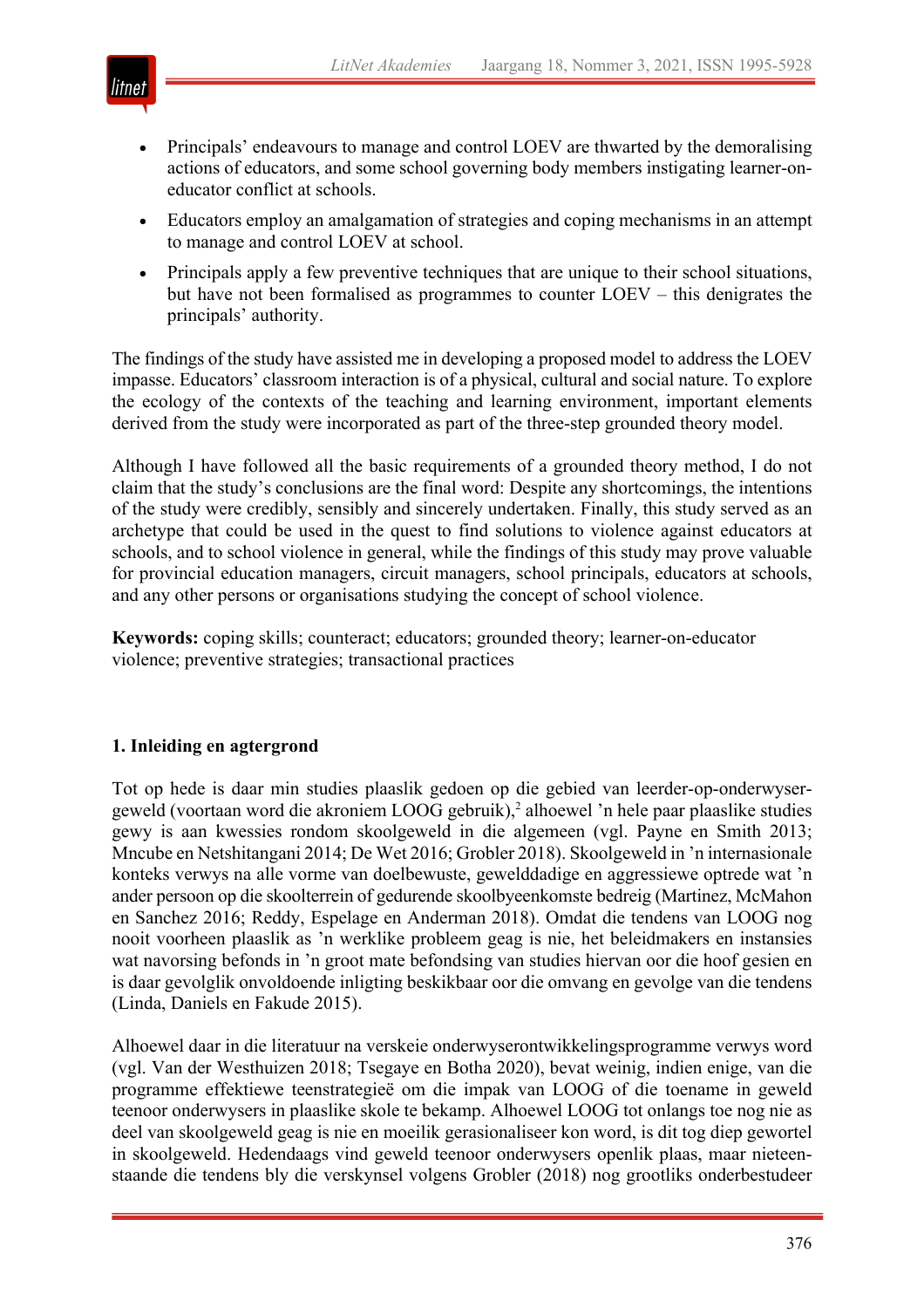- Principals' endeavours to manage and control LOEV are thwarted by the demoralising actions of educators, and some school governing body members instigating learner-on-educator conflict at schools.
- Educators employ an amalgamation of strategies and coping mechanisms in an attempt to manage and control LOEV at school.
- Principals apply a few preventive techniques that are unique to their school situations, but have not been formalised as programmes to counter LOEV – this denigrates the principals' authority.

The findings of the study have assisted me in developing a proposed model to address the LOEV impasse. Educators' classroom interaction is of a physical, cultural and social nature. To explore the ecology of the contexts of the teaching and learning environment, important elements derived from the study were incorporated as part of the three-step grounded theory model.

Although I have followed all the basic requirements of a grounded theory method, I do not claim that the study's conclusions are the final word: Despite any shortcomings, the intentions of the study were credibly, sensibly and sincerely undertaken. Finally, this study served as an archetype that could be used in the quest to find solutions to violence against educators at schools, and to school violence in general, while the findings of this study may prove valuable for provincial education managers, circuit managers, school principals, educators at schools, and any other persons or organisations studying the concept of school violence.

**Keywords:** coping skills; counteract; educators; grounded theory; learner-on-educator violence; preventive strategies; transactional practices

## 1. Inleiding en agtergrond

Tot op hede is daar min studies plaaslik gedoen op die gebied van leerder-op-onderwyser-geweld (voortaan word die akroniem LOOG gebruik),[2] alhoewel 'n hele paar plaaslike studies gewy is aan kwessies rondom skoolgeweld in die algemeen (vgl. Payne en Smith 2013; Mncube en Netshitangani 2014; De Wet 2016; Grobler 2018). Skoolgeweld in 'n internasionale konteks verwys na alle vorme van doelbewuste, gewelddadige en aggressiewe optrede wat 'n ander persoon op die skoolterrein of gedurende skoolbyeenkomste bedreig (Martinez, McMahon en Sanchez 2016; Reddy, Espelage en Anderman 2018). Omdat die tendens van LOOG nog nooit voorheen plaaslik as 'n werklike probleem geag is nie, het beleidmakers en instansies wat navorsing befonds in 'n groot mate befondsing van studies hiervan oor die hoof gesien en is daar gevolglik onvoldoende inligting beskikbaar oor die omvang en gevolge van die tendens (Linda, Daniels en Fakude 2015).

Alhoewel daar in die literatuur na verskeie onderwyserontwikkelingsprogramme verwys word (vgl. Van der Westhuizen 2018; Tsegaye en Botha 2020), bevat weinig, indien enige, van die programme effektiewe teenstrategieë om die impak van LOOG of die toename in geweld teenoor onderwysers in plaaslike skole te bekamp. Alhoewel LOOG tot onlangs toe nog nie as deel van skoolgeweld geag is nie en moeilik gerasionaliseer kon word, is dit tog diep gewortel in skoolgeweld. Hedendaags vind geweld teenoor onderwysers openlik plaas, maar nieteenstaande die tendens bly die verskynsel volgens Grobler (2018) nog grootliks onderbestudeer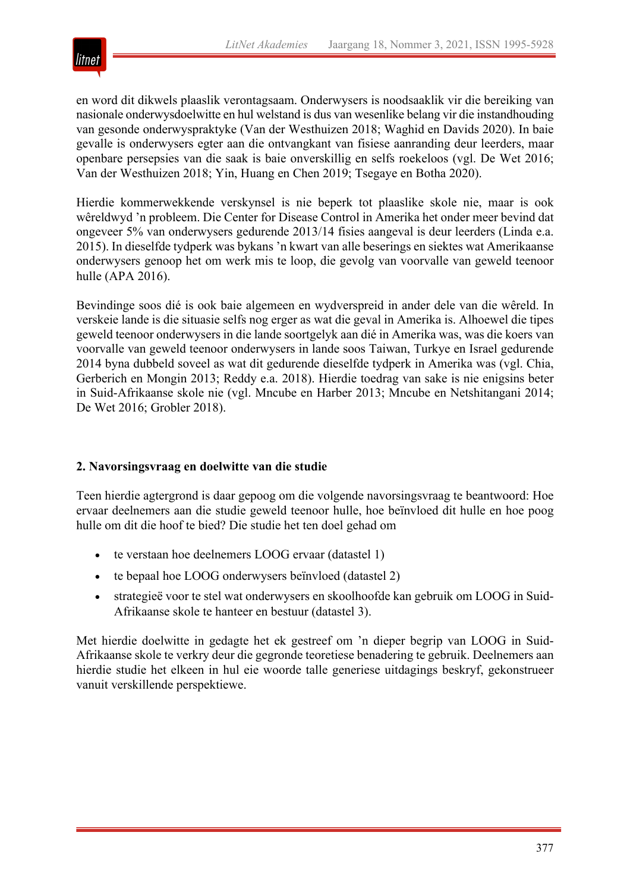en word dit dikwels plaaslik verontagsaam. Onderwysers is noodsaaklik vir die bereiking van nasionale onderwysdoelwitte en hul welstand is dus van wesenlike belang vir die instandhouding van gesonde onderwyspraktyke (Van der Westhuizen 2018; Waghid en Davids 2020). In baie gevalle is onderwysers egter aan die ontvangkant van fisiese aanranding deur leerders, maar openbare persepsies van die saak is baie onverskillig en selfs roekeloos (vgl. De Wet 2016; Van der Westhuizen 2018; Yin, Huang en Chen 2019; Tsegaye en Botha 2020).

Hierdie kommerwekkende verskynsel is nie beperk tot plaaslike skole nie, maar is ook wêreldwyd ’n probleem. Die Center for Disease Control in Amerika het onder meer bevind dat ongeveer 5% van onderwysers gedurende 2013/14 fisies aangeval is deur leerders (Linda e.a. 2015). In dieselfde tydperk was bykans ’n kwart van alle beserings en siektes wat Amerikaanse onderwysers genoop het om werk mis te loop, die gevolg van voorvalle van geweld teenoor hulle (APA 2016).

Bevindinge soos dié is ook baie algemeen en wydverspreid in ander dele van die wêreld. In verskeie lande is die situasie selfs nog erger as wat die geval in Amerika is. Alhoewel die tipes geweld teenoor onderwysers in die lande soortgelyk aan dié in Amerika was, was die koers van voorvalle van geweld teenoor onderwysers in lande soos Taiwan, Turkye en Israel gedurende 2014 byna dubbeld soveel as wat dit gedurende dieselfde tydperk in Amerika was (vgl. Chia, Gerberich en Mongin 2013; Reddy e.a. 2018). Hierdie toedrag van sake is nie enigsins beter in Suid-Afrikaanse skole nie (vgl. Mncube en Harber 2013; Mncube en Netshitangani 2014; De Wet 2016; Grobler 2018).

## 2. Navorsingsvraag en doelwitte van die studie

Teen hierdie agtergrond is daar gepoog om die volgende navorsingsvraag te beantwoord: Hoe ervaar deelnemers aan die studie geweld teenoor hulle, hoe beïnvloed dit hulle en hoe poog hulle om dit die hoof te bied? Die studie het ten doel gehad om

- te verstaan hoe deelnemers LOOG ervaar (datastel 1)
- te bepaal hoe LOOG onderwysers beïnvloed (datastel 2)
- strategieë voor te stel wat onderwysers en skoolhoofde kan gebruik om LOOG in Suid-Afrikaanse skole te hanteer en bestuur (datastel 3).

Met hierdie doelwitte in gedagte het ek gestreef om ’n dieper begrip van LOOG in Suid-Afrikaanse skole te verkry deur die gegronde teoretiese benadering te gebruik. Deelnemers aan hierdie studie het elkeen in hul eie woorde talle generiese uitdagings beskryf, gekonstrueer vanuit verskillende perspektiewe.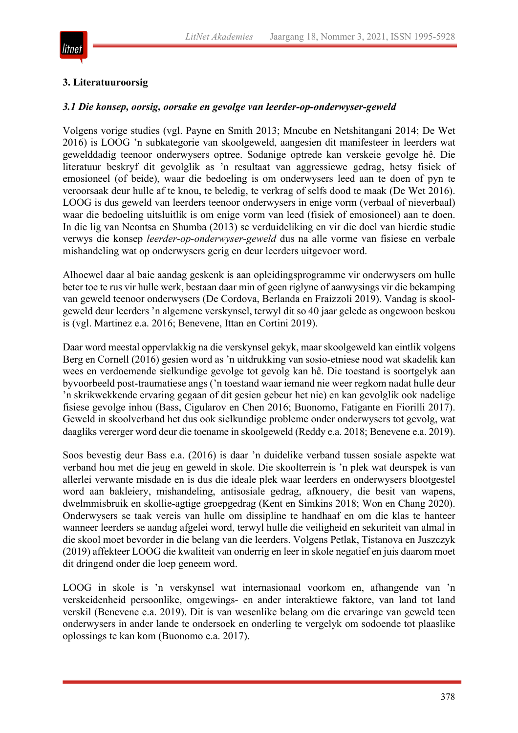## 3. Literatuuroorsig

### *3.1 Die konsep, oorsig, oorsake en gevolge van leerder-op-onderwyser-geweld*

Volgens vorige studies (vgl. Payne en Smith 2013; Mncube en Netshitangani 2014; De Wet 2016) is LOOG 'n subkategorie van skoolgeweld, aangesien dit manifesteer in leerders wat gewelddadig teenoor onderwysers optree. Sodanige optrede kan verskeie gevolge hê. Die literatuur beskryf dit gevolglik as 'n resultaat van aggressiewe gedrag, hetsy fisiek of emosioneel (of beide), waar die bedoeling is om onderwysers leed aan te doen of pyn te veroorsaak deur hulle af te knou, te beledig, te verkrag of selfs dood te maak (De Wet 2016). LOOG is dus geweld van leerders teenoor onderwysers in enige vorm (verbaal of nieverbaal) waar die bedoeling uitsluitlik is om enige vorm van leed (fisiek of emosioneel) aan te doen. In die lig van Ncontsa en Shumba (2013) se verduideliking en vir die doel van hierdie studie verwys die konsep *leerder-op-onderwyser-geweld* dus na alle vorme van fisiese en verbale mishandeling wat op onderwysers gerig en deur leerders uitgevoer word.

Alhoewel daar al baie aandag geskenk is aan opleidingsprogramme vir onderwysers om hulle beter toe te rus vir hulle werk, bestaan daar min of geen riglyne of aanwysings vir die bekamping van geweld teenoor onderwysers (De Cordova, Berlanda en Fraizzoli 2019). Vandag is skoolgeweld deur leerders 'n algemene verskynsel, terwyl dit so 40 jaar gelede as ongewoon beskou is (vgl. Martinez e.a. 2016; Benevene, Ittan en Cortini 2019).

Daar word meestal oppervlakkig na die verskynsel gekyk, maar skoolgeweld kan eintlik volgens Berg en Cornell (2016) gesien word as 'n uitdrukking van sosio-etniese nood wat skadelik kan wees en verdoemende sielkundige gevolge tot gevolg kan hê. Die toestand is soortgelyk aan byvoorbeeld post-traumatiese angs ('n toestand waar iemand nie weer regkom nadat hulle deur 'n skrikwekkende ervaring gegaan of dit gesien gebeur het nie) en kan gevolglik ook nadelige fisiese gevolge inhou (Bass, Cigularov en Chen 2016; Buonomo, Fatigante en Fiorilli 2017). Geweld in skoolverband het dus ook sielkundige probleme onder onderwysers tot gevolg, wat daagliks vererger word deur die toename in skoolgeweld (Reddy e.a. 2018; Benevene e.a. 2019).

Soos bevestig deur Bass e.a. (2016) is daar 'n duidelike verband tussen sosiale aspekte wat verband hou met die jeug en geweld in skole. Die skoolterrein is 'n plek wat deurspek is van allerlei verwante misdade en is dus die ideale plek waar leerders en onderwysers blootgestel word aan bakleiery, mishandeling, antisosiale gedrag, afknouery, die besit van wapens, dwelmmisbruik en skollie-agtige groepgedrag (Kent en Simkins 2018; Won en Chang 2020). Onderwysers se taak vereis van hulle om dissipline te handhaaf en om die klas te hanteer wanneer leerders se aandag afgelei word, terwyl hulle die veiligheid en sekuriteit van almal in die skool moet bevorder in die belang van die leerders. Volgens Petlak, Tistanova en Juszczyk (2019) affekteer LOOG die kwaliteit van onderrig en leer in skole negatief en juis daarom moet dit dringend onder die loep geneem word.

LOOG in skole is 'n verskynsel wat internasionaal voorkom en, afhangende van 'n verskeidenheid persoonlike, omgewings- en ander interaktiewe faktore, van land tot land verskil (Benevene e.a. 2019). Dit is van wesenlike belang om die ervaringe van geweld teen onderwysers in ander lande te ondersoek en onderling te vergelyk om sodoende tot plaaslike oplossings te kan kom (Buonomo e.a. 2017).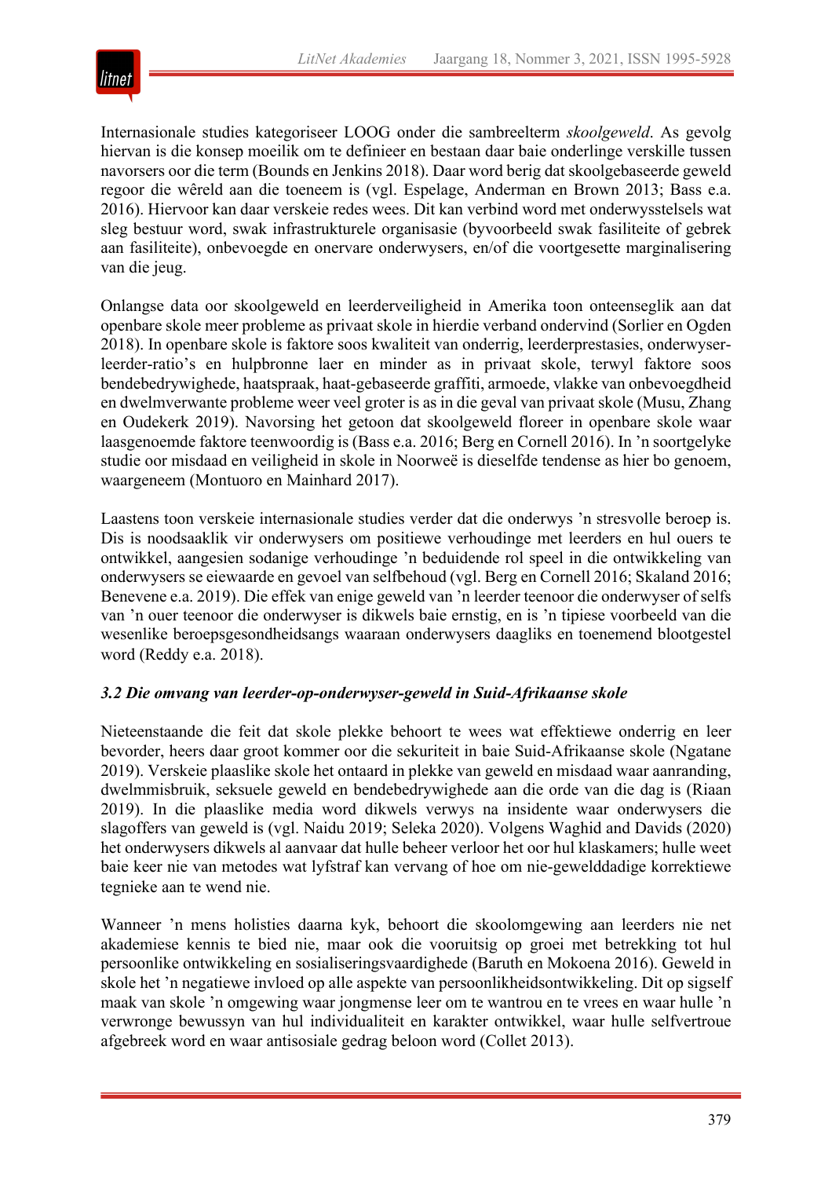Internasionale studies kategoriseer LOOG onder die sambreelterm *skoolgeweld*. As gevolg hiervan is die konsep moeilik om te definieer en bestaan daar baie onderlinge verskille tussen navorsers oor die term (Bounds en Jenkins 2018). Daar word berig dat skoolgebaseerde geweld regoor die wêreld aan die toeneem is (vgl. Espelage, Anderman en Brown 2013; Bass e.a. 2016). Hiervoor kan daar verskeie redes wees. Dit kan verbind word met onderwysstelsels wat sleg bestuur word, swak infrastrukturele organisasie (byvoorbeeld swak fasiliteite of gebrek aan fasiliteite), onbevoegde en onervare onderwysers, en/of die voortgesette marginalisering van die jeug.

Onlangse data oor skoolgeweld en leerderveiligheid in Amerika toon onteenseglik aan dat openbare skole meer probleme as privaat skole in hierdie verband ondervind (Sorlier en Ogden 2018). In openbare skole is faktore soos kwaliteit van onderrig, leerderprestasies, onderwyser-leerder-ratio's en hulpbronne laer en minder as in privaat skole, terwyl faktore soos bendebedrywighede, haatspraak, haat-gebaseerde graffiti, armoede, vlakke van onbevoegdheid en dwelmverwante probleme weer veel groter is as in die geval van privaat skole (Musu, Zhang en Oudekerk 2019). Navorsing het getoon dat skoolgeweld floreer in openbare skole waar laasgenoemde faktore teenwoordig is (Bass e.a. 2016; Berg en Cornell 2016). In 'n soortgelyke studie oor misdaad en veiligheid in skole in Noorweë is dieselfde tendense as hier bo genoem, waargeneem (Montuoro en Mainhard 2017).

Laastens toon verskeie internasionale studies verder dat die onderwys 'n stresvolle beroep is. Dis is noodsaaklik vir onderwysers om positiewe verhoudinge met leerders en hul ouers te ontwikkel, aangesien sodanige verhoudinge 'n beduidende rol speel in die ontwikkeling van onderwysers se eiewaarde en gevoel van selfbehoud (vgl. Berg en Cornell 2016; Skaland 2016; Benevene e.a. 2019). Die effek van enige geweld van 'n leerder teenoor die onderwyser of selfs van 'n ouer teenoor die onderwyser is dikwels baie ernstig, en is 'n tipiese voorbeeld van die wesenlike beroepsgesondheidsangs waaraan onderwysers daagliks en toenemend blootgestel word (Reddy e.a. 2018).

### *3.2 Die omvang van leerder-op-onderwyser-geweld in Suid-Afrikaanse skole*

Nieteenstaande die feit dat skole plekke behoort te wees wat effektiewe onderrig en leer bevorder, heers daar groot kommer oor die sekuriteit in baie Suid-Afrikaanse skole (Ngatane 2019). Verskeie plaaslike skole het ontaard in plekke van geweld en misdaad waar aanranding, dwelmmisbruik, seksuele geweld en bendebedrywighede aan die orde van die dag is (Riaan 2019). In die plaaslike media word dikwels verwys na insidente waar onderwysers die slagoffers van geweld is (vgl. Naidu 2019; Seleka 2020). Volgens Waghid and Davids (2020) het onderwysers dikwels al aanvaar dat hulle beheer verloor het oor hul klaskamers; hulle weet baie keer nie van metodes wat lyfstraf kan vervang of hoe om nie-gewelddadige korrektiewe tegnieke aan te wend nie.

Wanneer 'n mens holisties daarna kyk, behoort die skoolomgewing aan leerders nie net akademiese kennis te bied nie, maar ook die vooruitsig op groei met betrekking tot hul persoonlike ontwikkeling en sosialiseringsvaardighede (Baruth en Mokoena 2016). Geweld in skole het 'n negatiewe invloed op alle aspekte van persoonlikheidsontwikkeling. Dit op sigself maak van skole 'n omgewing waar jongmense leer om te wantrou en te vrees en waar hulle 'n verwronge bewussyn van hul individualiteit en karakter ontwikkel, waar hulle selfvertroue afgebreek word en waar antisosiale gedrag beloon word (Collet 2013).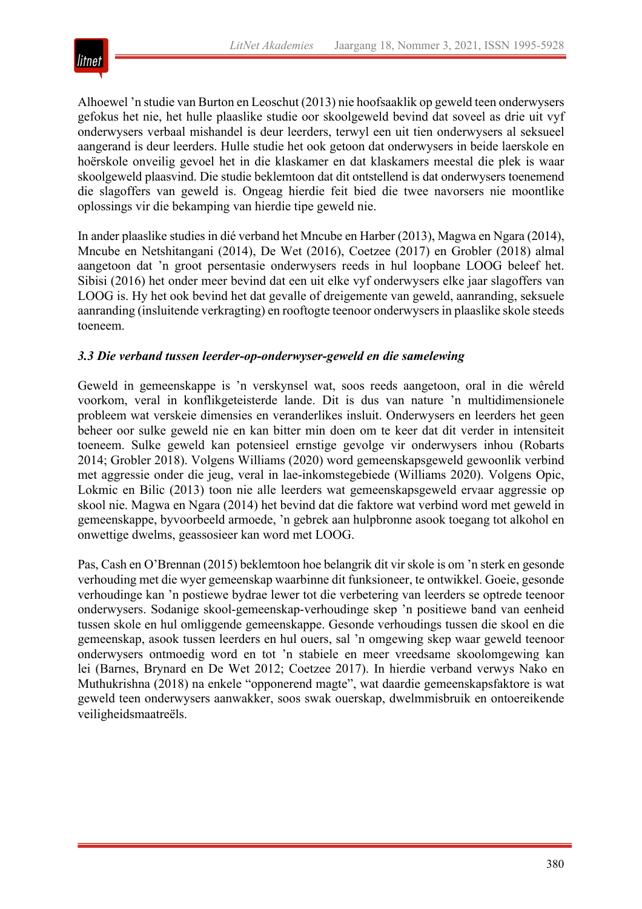Alhoewel ’n studie van Burton en Leoschut (2013) nie hoofsaaklik op geweld teen onderwysers gefokus het nie, het hulle plaaslike studie oor skoolgeweld bevind dat soveel as drie uit vyf onderwysers verbaal mishandel is deur leerders, terwyl een uit tien onderwysers al seksueel aangerand is deur leerders. Hulle studie het ook getoon dat onderwysers in beide laerskole en hoërskole onveilig gevoel het in die klaskamer en dat klaskamers meestal die plek is waar skoolgeweld plaasvind. Die studie beklemtoon dat dit ontstellend is dat onderwysers toenemend die slagoffers van geweld is. Ongeag hierdie feit bied die twee navorsers nie moontlike oplossings vir die bekamping van hierdie tipe geweld nie.

In ander plaaslike studies in dié verband het Mncube en Harber (2013), Magwa en Ngara (2014), Mncube en Netshitangani (2014), De Wet (2016), Coetzee (2017) en Grobler (2018) almal aangetoon dat ’n groot persentasie onderwysers reeds in hul loopbane LOOG beleef het. Sibisi (2016) het onder meer bevind dat een uit elke vyf onderwysers elke jaar slagoffers van LOOG is. Hy het ook bevind het dat gevalle of dreigemente van geweld, aanranding, seksuele aanranding (insluitende verkragting) en rooftogte teenoor onderwysers in plaaslike skole steeds toeneem.

### *3.3 Die verband tussen leerder-op-onderwyser-geweld en die samelewing*

Geweld in gemeenskappe is ’n verskynsel wat, soos reeds aangetoon, oral in die wêreld voorkom, veral in konflikgeteisterde lande. Dit is dus van nature ’n multidimensionele probleem wat verskeie dimensies en veranderlikes insluit. Onderwysers en leerders het geen beheer oor sulke geweld nie en kan bitter min doen om te keer dat dit verder in intensiteit toeneem. Sulke geweld kan potensieel ernstige gevolge vir onderwysers inhou (Robarts 2014; Grobler 2018). Volgens Williams (2020) word gemeenskapsgeweld gewoonlik verbind met aggressie onder die jeug, veral in lae-inkomstegebiede (Williams 2020). Volgens Opic, Lokmic en Bilic (2013) toon nie alle leerders wat gemeenskapsgeweld ervaar aggressie op skool nie. Magwa en Ngara (2014) het bevind dat die faktore wat verbind word met geweld in gemeenskappe, byvoorbeeld armoede, ’n gebrek aan hulpbronne asook toegang tot alkohol en onwettige dwelms, geassosieer kan word met LOOG.

Pas, Cash en O’Brennan (2015) beklemtoon hoe belangrik dit vir skole is om ’n sterk en gesonde verhouding met die wyer gemeenskap waarbinne dit funksioneer, te ontwikkel. Goeie, gesonde verhoudinge kan ’n postiewe bydrae lewer tot die verbetering van leerders se optrede teenoor onderwysers. Sodanige skool-gemeenskap-verhoudinge skep ’n positiewe band van eenheid tussen skole en hul omliggende gemeenskappe. Gesonde verhoudings tussen die skool en die gemeenskap, asook tussen leerders en hul ouers, sal ’n omgewing skep waar geweld teenoor onderwysers ontmoedig word en tot ’n stabiele en meer vreedsame skoolomgewing kan lei (Barnes, Brynard en De Wet 2012; Coetzee 2017). In hierdie verband verwys Nako en Muthukrishna (2018) na enkele “opponerend magte”, wat daardie gemeenskapsfaktore is wat geweld teen onderwysers aanwakker, soos swak ouerskap, dwelmmisbruik en ontoereikende veiligheidsmaatreëls.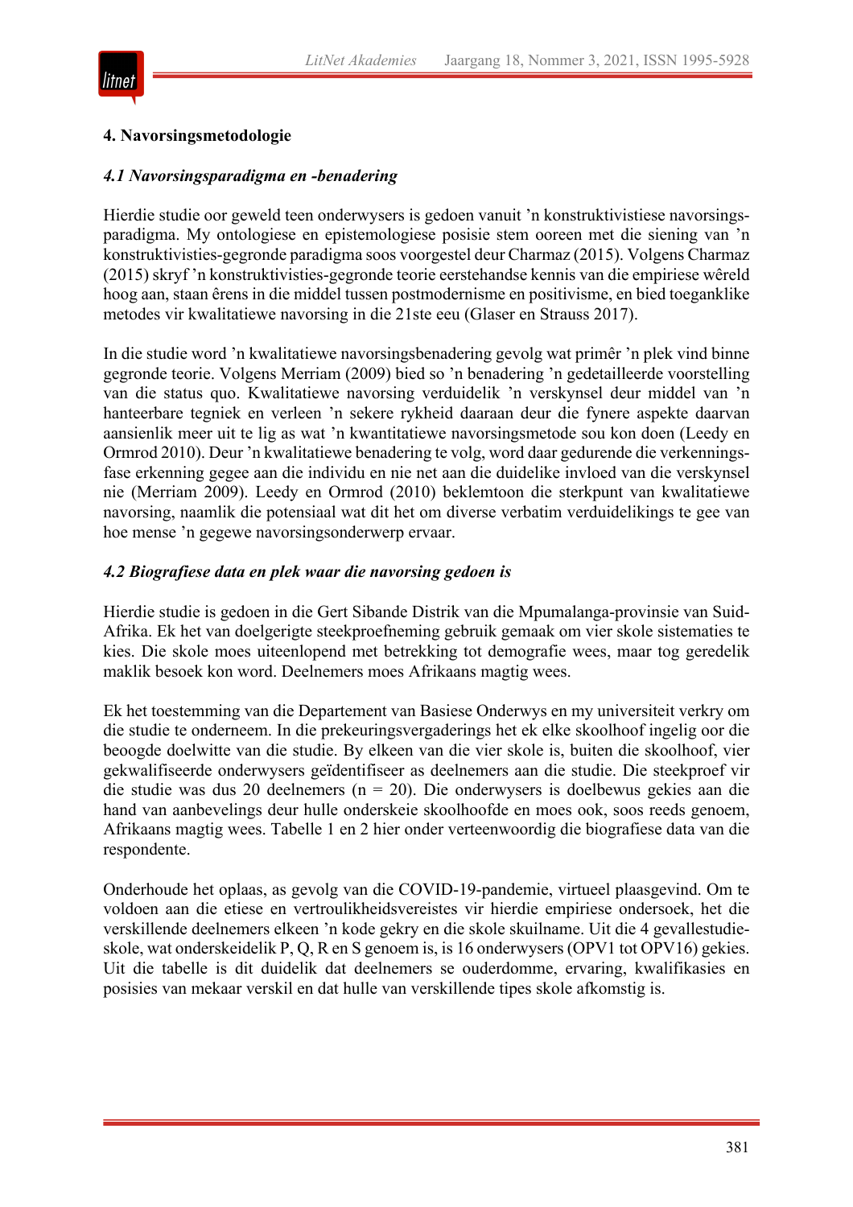## 4. Navorsingsmetodologie

### *4.1 Navorsingsparadigma en -benadering*

Hierdie studie oor geweld teen onderwysers is gedoen vanuit 'n konstruktivistiese navorsingsparadigma. My ontologiese en epistemologiese posisie stem ooreen met die siening van 'n konstruktivisties-gegronde paradigma soos voorgestel deur Charmaz (2015). Volgens Charmaz (2015) skryf 'n konstruktivisties-gegronde teorie eerstehandse kennis van die empiriese wêreld hoog aan, staan êrens in die middel tussen postmodernisme en positivisme, en bied toeganklike metodes vir kwalitatiewe navorsing in die 21ste eeu (Glaser en Strauss 2017).

In die studie word 'n kwalitatiewe navorsingsbenadering gevolg wat primêr 'n plek vind binne gegronde teorie. Volgens Merriam (2009) bied so 'n benadering 'n gedetailleerde voorstelling van die status quo. Kwalitatiewe navorsing verduidelik 'n verskynsel deur middel van 'n hanteerbare tegniek en verleen 'n sekere rykheid daaraan deur die fynere aspekte daarvan aansienlik meer uit te lig as wat 'n kwantitatiewe navorsingsmetode sou kon doen (Leedy en Ormrod 2010). Deur 'n kwalitatiewe benadering te volg, word daar gedurende die verkenningsfase erkenning gegee aan die individu en nie net aan die duidelike invloed van die verskynsel nie (Merriam 2009). Leedy en Ormrod (2010) beklemtoon die sterkpunt van kwalitatiewe navorsing, naamlik die potensiaal wat dit het om diverse verbatim verduidelikings te gee van hoe mense 'n gegewe navorsingsonderwerp ervaar.

### *4.2 Biografiese data en plek waar die navorsing gedoen is*

Hierdie studie is gedoen in die Gert Sibande Distrik van die Mpumalanga-provinsie van Suid-Afrika. Ek het van doelgerigte steekproefneming gebruik gemaak om vier skole sistematies te kies. Die skole moes uiteenlopend met betrekking tot demografie wees, maar tog geredelik maklik besoek kon word. Deelnemers moes Afrikaans magtig wees.

Ek het toestemming van die Departement van Basiese Onderwys en my universiteit verkry om die studie te onderneem. In die prekeuringsvergaderings het ek elke skoolhoof ingelig oor die beoogde doelwitte van die studie. By elkeen van die vier skole is, buiten die skoolhoof, vier gekwalifiseerde onderwysers geïdentifiseer as deelnemers aan die studie. Die steekproef vir die studie was dus 20 deelnemers (n = 20). Die onderwysers is doelbewus gekies aan die hand van aanbevelings deur hulle onderskeie skoolhoofde en moes ook, soos reeds genoem, Afrikaans magtig wees. Tabelle 1 en 2 hier onder verteenwoordig die biografiese data van die respondente.

Onderhoude het oplaas, as gevolg van die COVID-19-pandemie, virtueel plaasgevind. Om te voldoen aan die etiese en vertroulikheidsvereistes vir hierdie empiriese ondersoek, het die verskillende deelnemers elkeen 'n kode gekry en die skole skuilname. Uit die 4 gevallestudieskole, wat onderskeidelik P, Q, R en S genoem is, is 16 onderwysers (OPV1 tot OPV16) gekies. Uit die tabelle is dit duidelik dat deelnemers se ouderdomme, ervaring, kwalifikasies en posisies van mekaar verskil en dat hulle van verskillende tipes skole afkomstig is.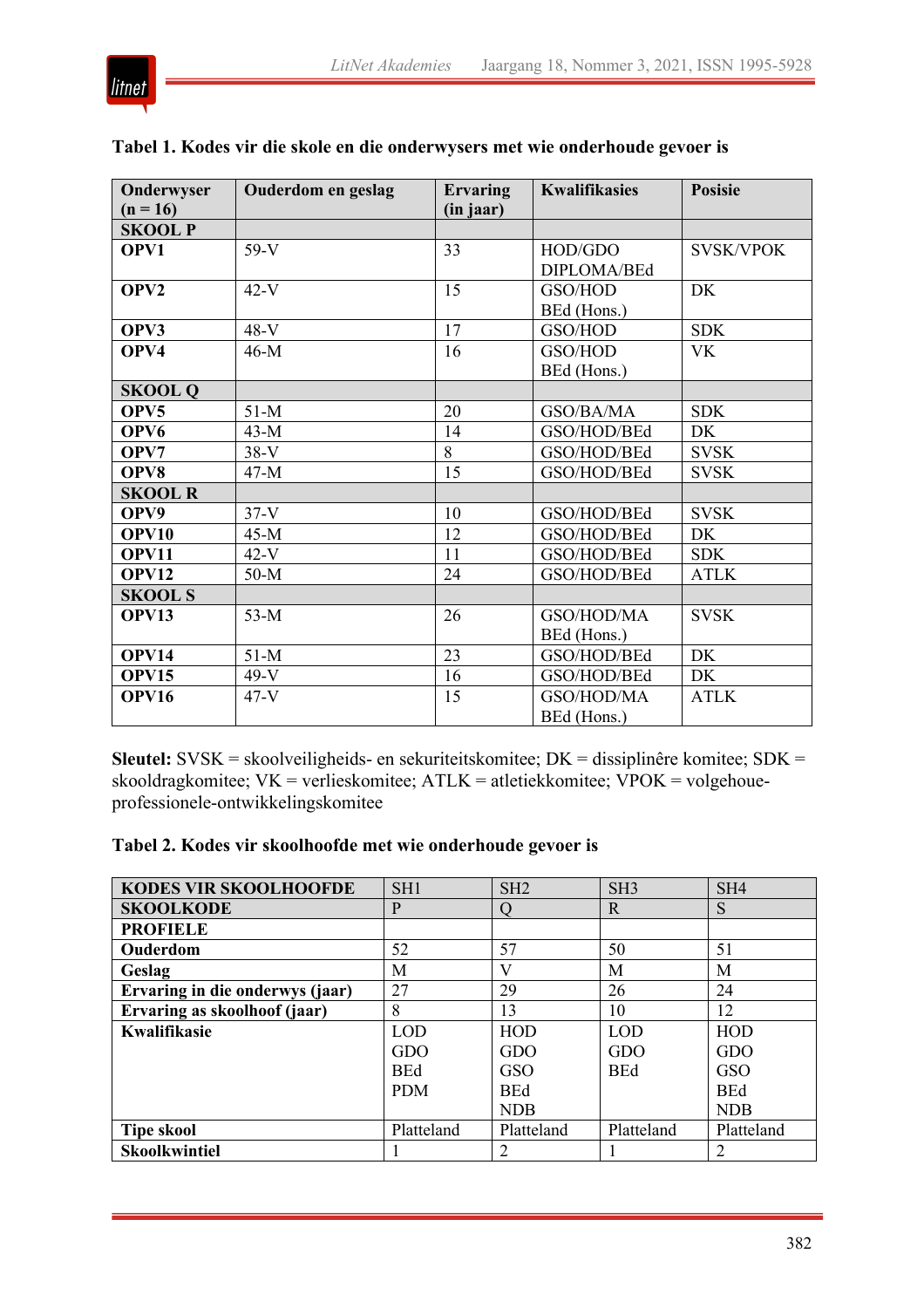**Tabel 1. Kodes vir die skole en die onderwysers met wie onderhoude gevoer is**

| Onderwyser (n = 16) | Ouderdom en geslag | Ervaring (in jaar) | Kwalifikasies | Posisie |
|---|---|---|---|---|
| **SKOOL P** | | | | |
| **OPV1** | 59-V | 33 | HOD/GDO DIPLOMA/BEd | SVSK/VPOK |
| **OPV2** | 42-V | 15 | GSO/HOD BEd (Hons.) | DK |
| **OPV3** | 48-V | 17 | GSO/HOD | SDK |
| **OPV4** | 46-M | 16 | GSO/HOD BEd (Hons.) | VK |
| **SKOOL Q** | | | | |
| **OPV5** | 51-M | 20 | GSO/BA/MA | SDK |
| **OPV6** | 43-M | 14 | GSO/HOD/BEd | DK |
| **OPV7** | 38-V | 8 | GSO/HOD/BEd | SVSK |
| **OPV8** | 47-M | 15 | GSO/HOD/BEd | SVSK |
| **SKOOL R** | | | | |
| **OPV9** | 37-V | 10 | GSO/HOD/BEd | SVSK |
| **OPV10** | 45-M | 12 | GSO/HOD/BEd | DK |
| **OPV11** | 42-V | 11 | GSO/HOD/BEd | SDK |
| **OPV12** | 50-M | 24 | GSO/HOD/BEd | ATLK |
| **SKOOL S** | | | | |
| **OPV13** | 53-M | 26 | GSO/HOD/MA BEd (Hons.) | SVSK |
| **OPV14** | 51-M | 23 | GSO/HOD/BEd | DK |
| **OPV15** | 49-V | 16 | GSO/HOD/BEd | DK |
| **OPV16** | 47-V | 15 | GSO/HOD/MA BEd (Hons.) | ATLK |

**Sleutel:** SVSK = skoolveiligheids- en sekuriteitskomitee; DK = dissiplinêre komitee; SDK = skooldragkomitee; VK = verlieskomitee; ATLK = atletiekkomitee; VPOK = volgehoue-professionele-ontwikkelingskomitee

**Tabel 2. Kodes vir skoolhoofde met wie onderhoude gevoer is**

| KODES VIR SKOOLHOOFDE | SH1 | SH2 | SH3 | SH4 |
|---|---|---|---|---|
| **SKOOLKODE** | P | Q | R | S |
| **PROFIELE** | | | | |
| **Ouderdom** | 52 | 57 | 50 | 51 |
| **Geslag** | M | V | M | M |
| **Ervaring in die onderwys (jaar)** | 27 | 29 | 26 | 24 |
| **Ervaring as skoolhoof (jaar)** | 8 | 13 | 10 | 12 |
| **Kwalifikasie** | LOD GDO BEd PDM | HOD GDO GSO BEd NDB | LOD GDO BEd | HOD GDO GSO BEd NDB |
| **Tipe skool** | Platteland | Platteland | Platteland | Platteland |
| **Skoolkwintiel** | 1 | 2 | 1 | 2 |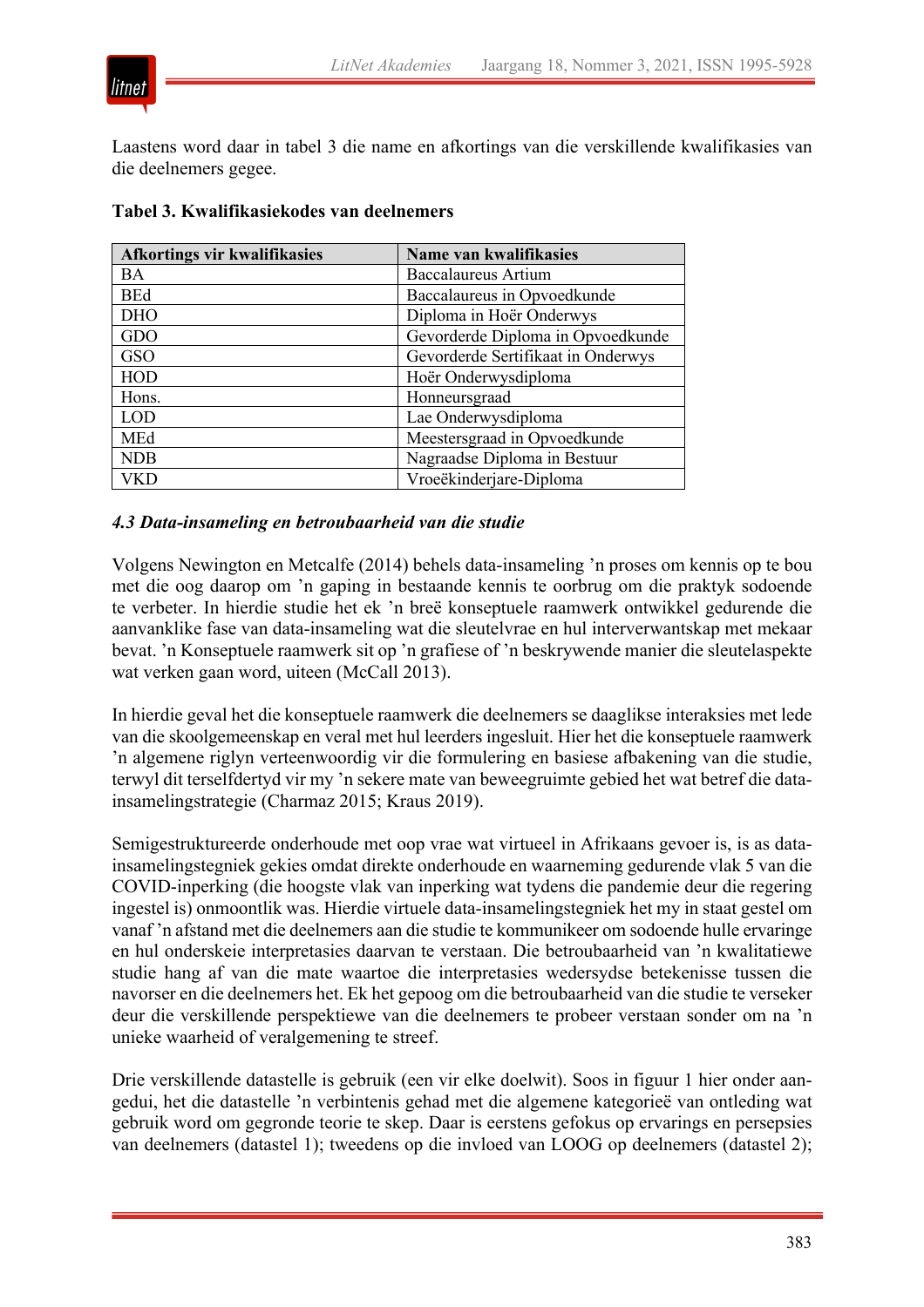Laastens word daar in tabel 3 die name en afkortings van die verskillende kwalifikasies van die deelnemers gegee.

**Tabel 3. Kwalifikasiekodes van deelnemers**

| Afkortings vir kwalifikasies | Name van kwalifikasies |
|---|---|
| BA | Baccalaureus Artium |
| BEd | Baccalaureus in Opvoedkunde |
| DHO | Diploma in Hoër Onderwys |
| GDO | Gevorderde Diploma in Opvoedkunde |
| GSO | Gevorderde Sertifikaat in Onderwys |
| HOD | Hoër Onderwysdiploma |
| Hons. | Honneursgraad |
| LOD | Lae Onderwysdiploma |
| MEd | Meestersgraad in Opvoedkunde |
| NDB | Nagraadse Diploma in Bestuur |
| VKD | Vroeëkinderjare-Diploma |

### *4.3 Data-insameling en betroubaarheid van die studie*

Volgens Newington en Metcalfe (2014) behels data-insameling 'n proses om kennis op te bou met die oog daarop om 'n gaping in bestaande kennis te oorbrug om die praktyk sodoende te verbeter. In hierdie studie het ek 'n breë konseptuele raamwerk ontwikkel gedurende die aanvanklike fase van data-insameling wat die sleutelvrae en hul interverwantskap met mekaar bevat. 'n Konseptuele raamwerk sit op 'n grafiese of 'n beskrywende manier die sleutelaspekte wat verken gaan word, uiteen (McCall 2013).

In hierdie geval het die konseptuele raamwerk die deelnemers se daaglikse interaksies met lede van die skoolgemeenskap en veral met hul leerders ingesluit. Hier het die konseptuele raamwerk 'n algemene riglyn verteenwoordig vir die formulering en basiese afbakening van die studie, terwyl dit terselfdertyd vir my 'n sekere mate van beweegruimte gebied het wat betref die data-insamelingstrategie (Charmaz 2015; Kraus 2019).

Semigestruktureerde onderhoude met oop vrae wat virtueel in Afrikaans gevoer is, is as data-insamelingstegniek gekies omdat direkte onderhoude en waarneming gedurende vlak 5 van die COVID-inperking (die hoogste vlak van inperking wat tydens die pandemie deur die regering ingestel is) onmoontlik was. Hierdie virtuele data-insamelingstegniek het my in staat gestel om vanaf 'n afstand met die deelnemers aan die studie te kommunikeer om sodoende hulle ervaringe en hul onderskeie interpretasies daarvan te verstaan. Die betroubaarheid van 'n kwalitatiewe studie hang af van die mate waartoe die interpretasies wedersydse betekenisse tussen die navorser en die deelnemers het. Ek het gepoog om die betroubaarheid van die studie te verseker deur die verskillende perspektiewe van die deelnemers te probeer verstaan sonder om na 'n unieke waarheid of veralgemening te streef.

Drie verskillende datastelle is gebruik (een vir elke doelwit). Soos in figuur 1 hier onder aangedui, het die datastelle 'n verbintenis gehad met die algemene kategorieë van ontleding wat gebruik word om gegronde teorie te skep. Daar is eerstens gefokus op ervarings en persepsies van deelnemers (datastel 1); tweedens op die invloed van LOOG op deelnemers (datastel 2);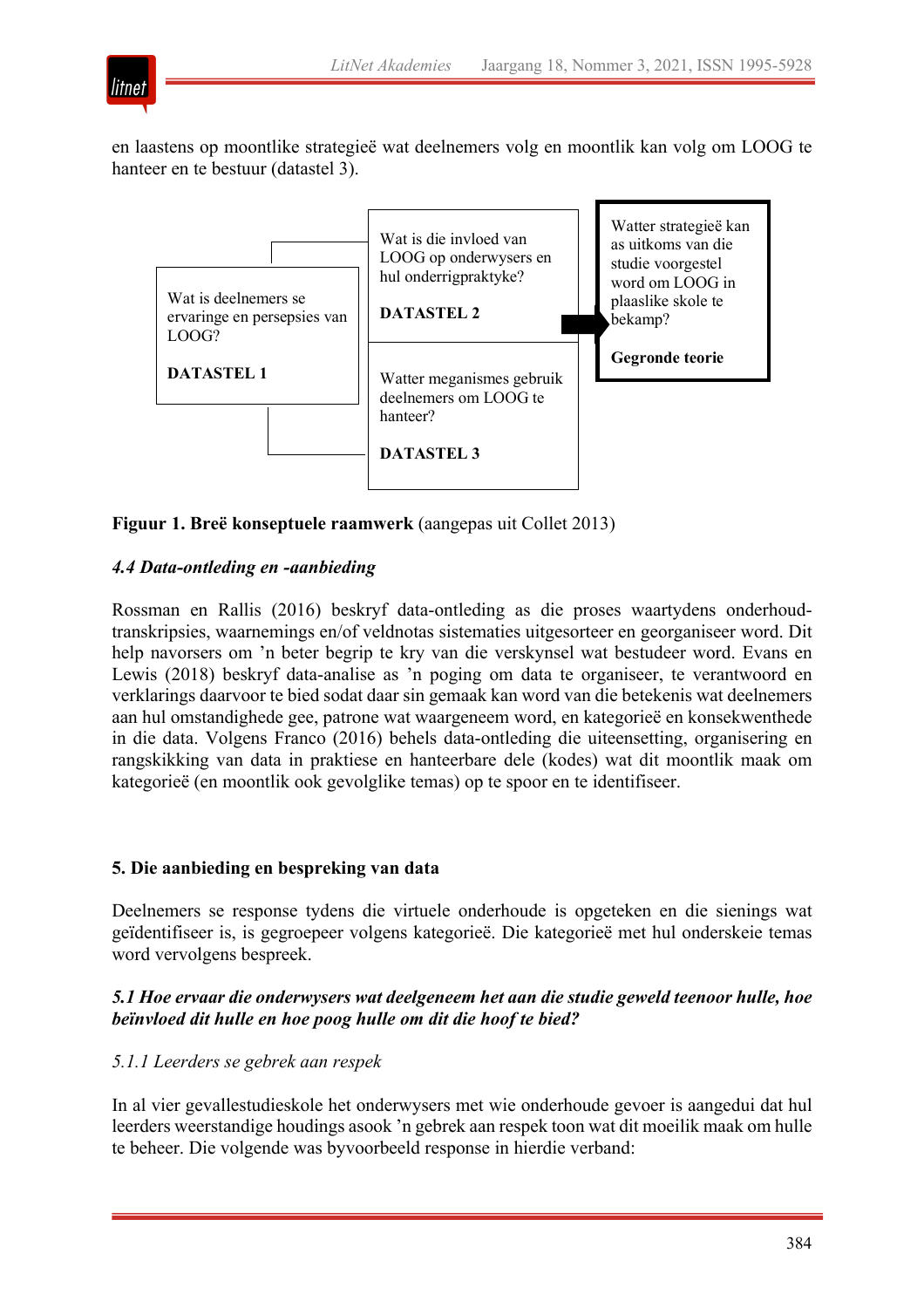en laastens op moontlike strategieë wat deelnemers volg en moontlik kan volg om LOOG te hanteer en te bestuur (datastel 3).

Wat is deelnemers se ervaringe en persepsies van LOOG?

**DATASTEL 1**

Wat is die invloed van LOOG op onderwysers en hul onderrigpraktyke?

**DATASTEL 2**

Watter meganismes gebruik deelnemers om LOOG te hanteer?

**DATASTEL 3**

Watter strategieë kan as uitkoms van die studie voorgestel word om LOOG in plaaslike skole te bekamp?

**Gegronde teorie**

**Figuur 1. Breë konseptuele raamwerk** (aangepas uit Collet 2013)

### *4.4 Data-ontleding en -aanbieding*

Rossman en Rallis (2016) beskryf data-ontleding as die proses waartydens onderhoud-transkripsies, waarnemings en/of veldnotas sistematies uitgesorteer en georganiseer word. Dit help navorsers om 'n beter begrip te kry van die verskynsel wat bestudeer word. Evans en Lewis (2018) beskryf data-analise as 'n poging om data te organiseer, te verantwoord en verklarings daarvoor te bied sodat daar sin gemaak kan word van die betekenis wat deelnemers aan hul omstandighede gee, patrone wat waargeneem word, en kategorieë en konsekwenthede in die data. Volgens Franco (2016) behels data-ontleding die uiteensetting, organisering en rangskikking van data in praktiese en hanteerbare dele (kodes) wat dit moontlik maak om kategorieë (en moontlik ook gevolglike temas) op te spoor en te identifiseer.

## 5. Die aanbieding en bespreking van data

Deelnemers se response tydens die virtuele onderhoude is opgeteken en die sienings wat geïdentifiseer is, is gegroepeer volgens kategorieë. Die kategorieë met hul onderskeie temas word vervolgens bespreek.

### *5.1 Hoe ervaar die onderwysers wat deelgeneem het aan die studie geweld teenoor hulle, hoe beïnvloed dit hulle en hoe poog hulle om dit die hoof te bied?*

#### *5.1.1 Leerders se gebrek aan respek*

In al vier gevallestudieskole het onderwysers met wie onderhoude gevoer is aangedui dat hul leerders weerstandige houdings asook 'n gebrek aan respek toon wat dit moeilik maak om hulle te beheer. Die volgende was byvoorbeeld response in hierdie verband: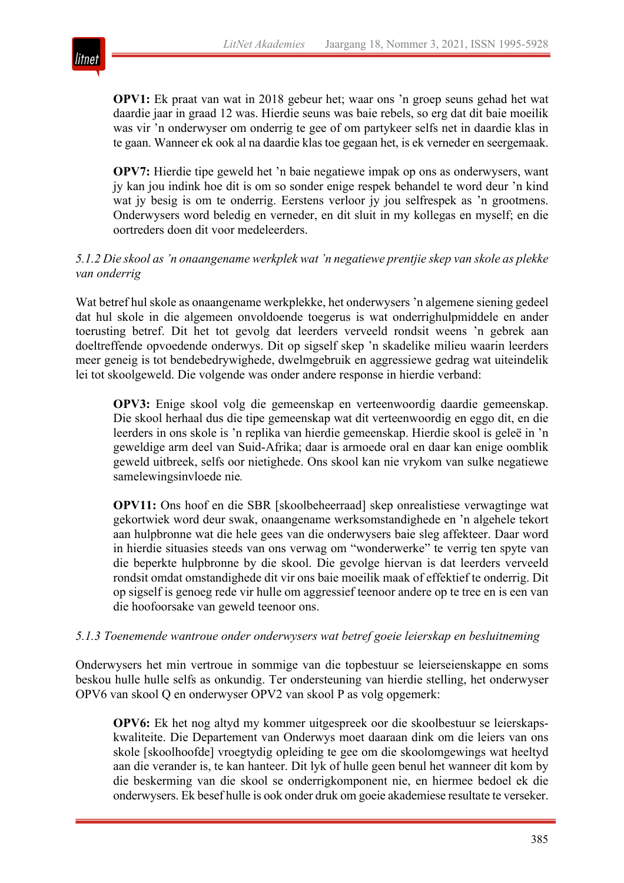> **OPV1:** Ek praat van wat in 2018 gebeur het; waar ons ’n groep seuns gehad het wat daardie jaar in graad 12 was. Hierdie seuns was baie rebels, so erg dat dit baie moeilik was vir ’n onderwyser om onderrig te gee of om partykeer selfs net in daardie klas in te gaan. Wanneer ek ook al na daardie klas toe gegaan het, is ek verneder en seergemaak.

> **OPV7:** Hierdie tipe geweld het ’n baie negatiewe impak op ons as onderwysers, want jy kan jou indink hoe dit is om so sonder enige respek behandel te word deur ’n kind wat jy besig is om te onderrig. Eerstens verloor jy jou selfrespek as ’n grootmens. Onderwysers word beledig en verneder, en dit sluit in my kollegas en myself; en die oortreders doen dit voor medeleerders.

### *5.1.2 Die skool as ’n onaangename werkplek wat ’n negatiewe prentjie skep van skole as plekke van onderrig*

Wat betref hul skole as onaangename werkplekke, het onderwysers ’n algemene siening gedeel dat hul skole in die algemeen onvoldoende toegerus is wat onderrighulpmiddele en ander toerusting betref. Dit het tot gevolg dat leerders verveeld rondsit weens ’n gebrek aan doeltreffende opvoedende onderwys. Dit op sigself skep ’n skadelike milieu waarin leerders meer geneig is tot bendebedrywighede, dwelmgebruik en aggressiewe gedrag wat uiteindelik lei tot skoolgeweld. Die volgende was onder andere response in hierdie verband:

> **OPV3:** Enige skool volg die gemeenskap en verteenwoordig daardie gemeenskap. Die skool herhaal dus die tipe gemeenskap wat dit verteenwoordig en eggo dit, en die leerders in ons skole is ’n replika van hierdie gemeenskap. Hierdie skool is geleë in ’n geweldige arm deel van Suid-Afrika; daar is armoede oral en daar kan enige oomblik geweld uitbreek, selfs oor nietighede. Ons skool kan nie vrykom van sulke negatiewe samelewingsinvloede nie.

> **OPV11:** Ons hoof en die SBR [skoolbeheerraad] skep onrealistiese verwagtinge wat gekortwiek word deur swak, onaangename werksomstandighede en ’n algehele tekort aan hulpbronne wat die hele gees van die onderwysers baie sleg affekteer. Daar word in hierdie situasies steeds van ons verwag om “wonderwerke” te verrig ten spyte van die beperkte hulpbronne by die skool. Die gevolge hiervan is dat leerders verveeld rondsit omdat omstandighede dit vir ons baie moeilik maak of effektief te onderrig. Dit op sigself is genoeg rede vir hulle om aggressief teenoor andere op te tree en is een van die hoofoorsake van geweld teenoor ons.

### *5.1.3 Toenemende wantroue onder onderwysers wat betref goeie leierskap en besluitneming*

Onderwysers het min vertroue in sommige van die topbestuur se leierseienskappe en soms beskou hulle hulle selfs as onkundig. Ter ondersteuning van hierdie stelling, het onderwyser OPV6 van skool Q en onderwyser OPV2 van skool P as volg opgemerk:

> **OPV6:** Ek het nog altyd my kommer uitgespreek oor die skoolbestuur se leierskaps-kwaliteite. Die Departement van Onderwys moet daaraan dink om die leiers van ons skole [skoolhoofde] vroegtydig opleiding te gee om die skoolomgewings wat heeltyd aan die verander is, te kan hanteer. Dit lyk of hulle geen benul het wanneer dit kom by die beskerming van die skool se onderrigkomponent nie, en hiermee bedoel ek die onderwysers. Ek besef hulle is ook onder druk om goeie akademiese resultate te verseker.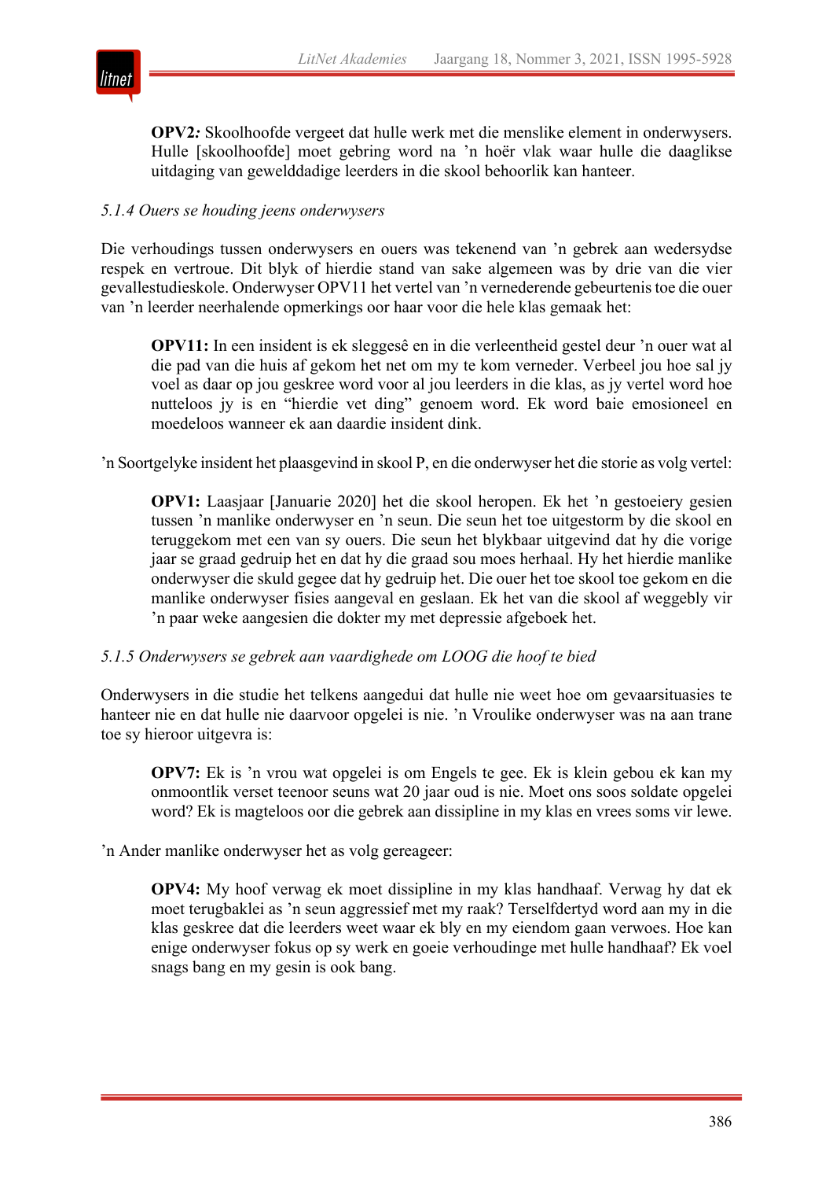> **OPV2*:*** Skoolhoofde vergeet dat hulle werk met die menslike element in onderwysers. Hulle [skoolhoofde] moet gebring word na ’n hoër vlak waar hulle die daaglikse uitdaging van gewelddadige leerders in die skool behoorlik kan hanteer.

*5.1.4 Ouers se houding jeens onderwysers*

Die verhoudings tussen onderwysers en ouers was tekenend van ’n gebrek aan wedersydse respek en vertroue. Dit blyk of hierdie stand van sake algemeen was by drie van die vier gevallestudieskole. Onderwyser OPV11 het vertel van ’n vernederende gebeurtenis toe die ouer van ’n leerder neerhalende opmerkings oor haar voor die hele klas gemaak het:

> **OPV11:** In een insident is ek sleggesê en in die verleentheid gestel deur ’n ouer wat al die pad van die huis af gekom het net om my te kom verneder. Verbeel jou hoe sal jy voel as daar op jou geskree word voor al jou leerders in die klas, as jy vertel word hoe nutteloos jy is en “hierdie vet ding” genoem word. Ek word baie emosioneel en moedeloos wanneer ek aan daardie insident dink.

’n Soortgelyke insident het plaasgevind in skool P, en die onderwyser het die storie as volg vertel:

> **OPV1:** Laasjaar [Januarie 2020] het die skool heropen. Ek het ’n gestoeiery gesien tussen ’n manlike onderwyser en ’n seun. Die seun het toe uitgestorm by die skool en teruggekom met een van sy ouers. Die seun het blykbaar uitgevind dat hy die vorige jaar se graad gedruip het en dat hy die graad sou moes herhaal. Hy het hierdie manlike onderwyser die skuld gegee dat hy gedruip het. Die ouer het toe skool toe gekom en die manlike onderwyser fisies aangeval en geslaan. Ek het van die skool af weggebly vir ’n paar weke aangesien die dokter my met depressie afgeboek het.

*5.1.5 Onderwysers se gebrek aan vaardighede om LOOG die hoof te bied*

Onderwysers in die studie het telkens aangedui dat hulle nie weet hoe om gevaarsituasies te hanteer nie en dat hulle nie daarvoor opgelei is nie. ’n Vroulike onderwyser was na aan trane toe sy hieroor uitgevra is:

> **OPV7:** Ek is ’n vrou wat opgelei is om Engels te gee. Ek is klein gebou ek kan my onmoontlik verset teenoor seuns wat 20 jaar oud is nie. Moet ons soos soldate opgelei word? Ek is magteloos oor die gebrek aan dissipline in my klas en vrees soms vir lewe.

’n Ander manlike onderwyser het as volg gereageer:

> **OPV4:** My hoof verwag ek moet dissipline in my klas handhaaf. Verwag hy dat ek moet terugbaklei as ’n seun aggressief met my raak? Terselfdertyd word aan my in die klas geskree dat die leerders weet waar ek bly en my eiendom gaan verwoes. Hoe kan enige onderwyser fokus op sy werk en goeie verhoudinge met hulle handhaaf? Ek voel snags bang en my gesin is ook bang.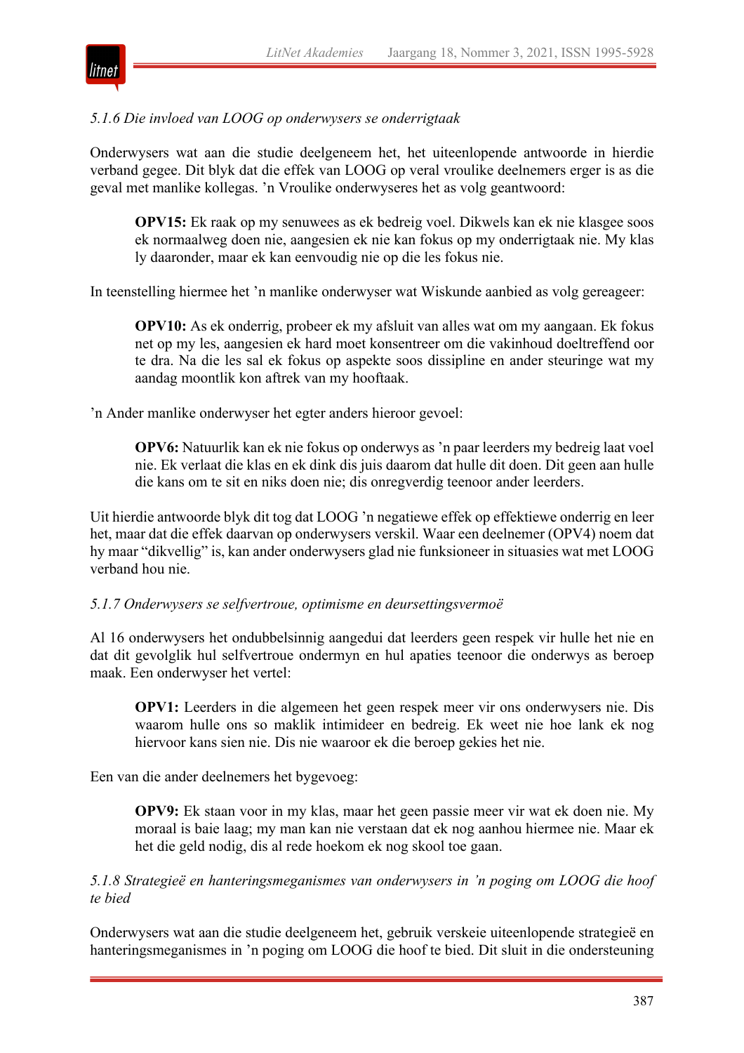*5.1.6 Die invloed van LOOG op onderwysers se onderrigtaak*

Onderwysers wat aan die studie deelgeneem het, het uiteenlopende antwoorde in hierdie verband gegee. Dit blyk dat die effek van LOOG op veral vroulike deelnemers erger is as die geval met manlike kollegas. ’n Vroulike onderwyseres het as volg geantwoord:

> **OPV15:** Ek raak op my senuwees as ek bedreig voel. Dikwels kan ek nie klasgee soos ek normaalweg doen nie, aangesien ek nie kan fokus op my onderrigtaak nie. My klas ly daaronder, maar ek kan eenvoudig nie op die les fokus nie.

In teenstelling hiermee het ’n manlike onderwyser wat Wiskunde aanbied as volg gereageer:

> **OPV10:** As ek onderrig, probeer ek my afsluit van alles wat om my aangaan. Ek fokus net op my les, aangesien ek hard moet konsentreer om die vakinhoud doeltreffend oor te dra. Na die les sal ek fokus op aspekte soos dissipline en ander steuringe wat my aandag moontlik kon aftrek van my hooftaak.

’n Ander manlike onderwyser het egter anders hieroor gevoel:

> **OPV6:** Natuurlik kan ek nie fokus op onderwys as ’n paar leerders my bedreig laat voel nie. Ek verlaat die klas en ek dink dis juis daarom dat hulle dit doen. Dit geen aan hulle die kans om te sit en niks doen nie; dis onregverdig teenoor ander leerders.

Uit hierdie antwoorde blyk dit tog dat LOOG ’n negatiewe effek op effektiewe onderrig en leer het, maar dat die effek daarvan op onderwysers verskil. Waar een deelnemer (OPV4) noem dat hy maar “dikvellig” is, kan ander onderwysers glad nie funksioneer in situasies wat met LOOG verband hou nie.

*5.1.7 Onderwysers se selfvertroue, optimisme en deursettingsvermoë*

Al 16 onderwysers het ondubbelsinnig aangedui dat leerders geen respek vir hulle het nie en dat dit gevolglik hul selfvertroue ondermyn en hul apaties teenoor die onderwys as beroep maak. Een onderwyser het vertel:

> **OPV1:** Leerders in die algemeen het geen respek meer vir ons onderwysers nie. Dis waarom hulle ons so maklik intimideer en bedreig. Ek weet nie hoe lank ek nog hiervoor kans sien nie. Dis nie waaroor ek die beroep gekies het nie.

Een van die ander deelnemers het bygevoeg:

> **OPV9:** Ek staan voor in my klas, maar het geen passie meer vir wat ek doen nie. My moraal is baie laag; my man kan nie verstaan dat ek nog aanhou hiermee nie. Maar ek het die geld nodig, dis al rede hoekom ek nog skool toe gaan.

*5.1.8 Strategieë en hanteringsmeganismes van onderwysers in ’n poging om LOOG die hoof te bied*

Onderwysers wat aan die studie deelgeneem het, gebruik verskeie uiteenlopende strategieë en hanteringsmeganismes in ’n poging om LOOG die hoof te bied. Dit sluit in die ondersteuning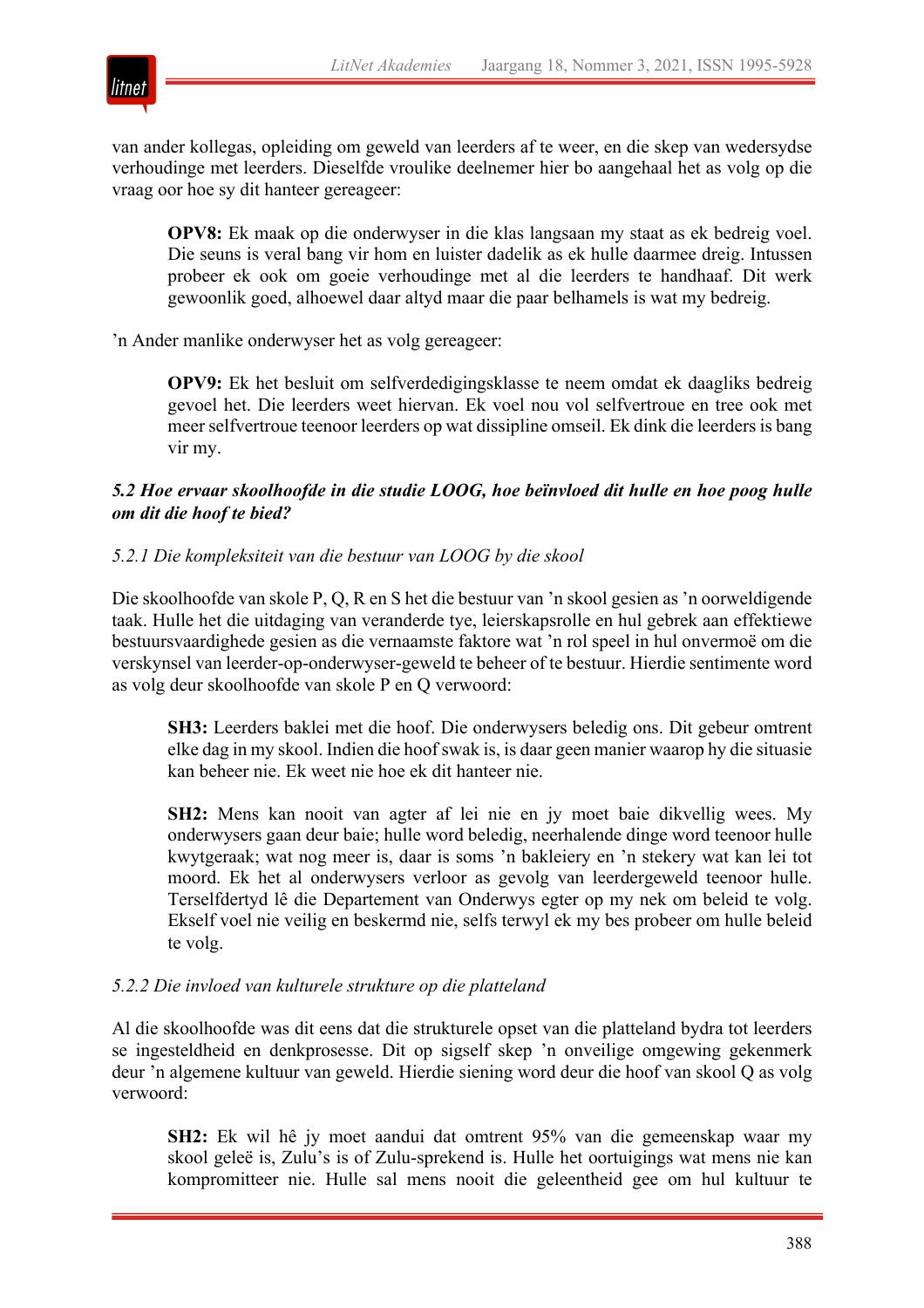van ander kollegas, opleiding om geweld van leerders af te weer, en die skep van wedersydse verhoudinge met leerders. Dieselfde vroulike deelnemer hier bo aangehaal het as volg op die vraag oor hoe sy dit hanteer gereageer:

> **OPV8:** Ek maak op die onderwyser in die klas langsaan my staat as ek bedreig voel. Die seuns is veral bang vir hom en luister dadelik as ek hulle daarmee dreig. Intussen probeer ek ook om goeie verhoudinge met al die leerders te handhaaf. Dit werk gewoonlik goed, alhoewel daar altyd maar die paar belhamels is wat my bedreig.

'n Ander manlike onderwyser het as volg gereageer:

> **OPV9:** Ek het besluit om selfverdedigingsklasse te neem omdat ek daagliks bedreig gevoel het. Die leerders weet hiervan. Ek voel nou vol selfvertroue en tree ook met meer selfvertroue teenoor leerders op wat dissipline omseil. Ek dink die leerders is bang vir my.

### *5.2 Hoe ervaar skoolhoofde in die studie LOOG, hoe beïnvloed dit hulle en hoe poog hulle om dit die hoof te bied?*

#### *5.2.1 Die kompleksiteit van die bestuur van LOOG by die skool*

Die skoolhoofde van skole P, Q, R en S het die bestuur van 'n skool gesien as 'n oorweldigende taak. Hulle het die uitdaging van veranderde tye, leierskapsrolle en hul gebrek aan effektiewe bestuursvaardighede gesien as die vernaamste faktore wat 'n rol speel in hul onvermoë om die verskynsel van leerder-op-onderwyser-geweld te beheer of te bestuur. Hierdie sentimente word as volg deur skoolhoofde van skole P en Q verwoord:

> **SH3:** Leerders baklei met die hoof. Die onderwysers beledig ons. Dit gebeur omtrent elke dag in my skool. Indien die hoof swak is, is daar geen manier waarop hy die situasie kan beheer nie. Ek weet nie hoe ek dit hanteer nie.

> **SH2:** Mens kan nooit van agter af lei nie en jy moet baie dikvellig wees. My onderwysers gaan deur baie; hulle word beledig, neerhalende dinge word teenoor hulle kwytgeraak; wat nog meer is, daar is soms 'n bakleiery en 'n stekery wat kan lei tot moord. Ek het al onderwysers verloor as gevolg van leerdergeweld teenoor hulle. Terselfdertyd lê die Departement van Onderwys egter op my nek om beleid te volg. Ekself voel nie veilig en beskermd nie, selfs terwyl ek my bes probeer om hulle beleid te volg.

#### *5.2.2 Die invloed van kulturele strukture op die platteland*

Al die skoolhoofde was dit eens dat die strukturele opset van die platteland bydra tot leerders se ingesteldheid en denkprosesse. Dit op sigself skep 'n onveilige omgewing gekenmerk deur 'n algemene kultuur van geweld. Hierdie siening word deur die hoof van skool Q as volg verwoord:

> **SH2:** Ek wil hê jy moet aandui dat omtrent 95% van die gemeenskap waar my skool geleë is, Zulu's is of Zulu-sprekend is. Hulle het oortuigings wat mens nie kan kompromitteer nie. Hulle sal mens nooit die geleentheid gee om hul kultuur te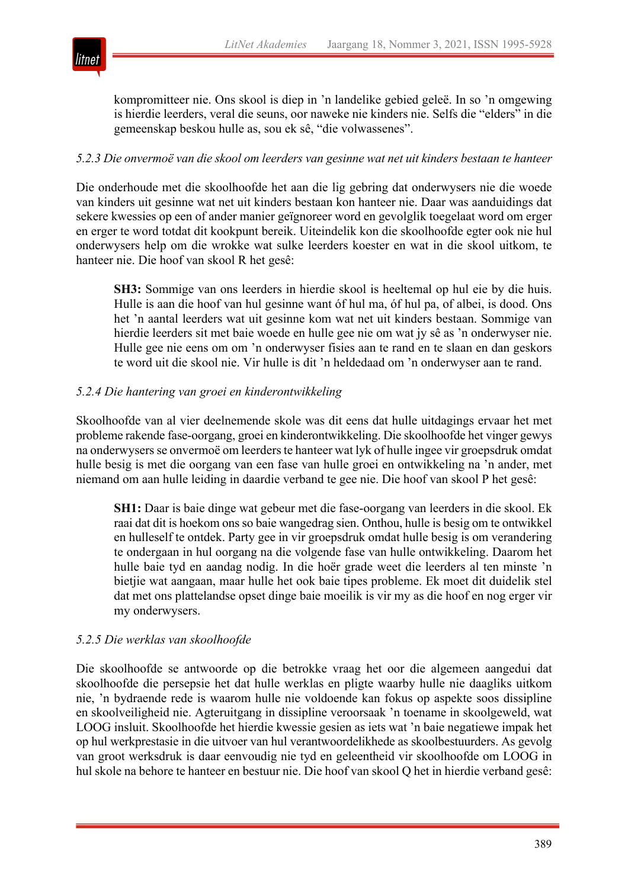kompromitteer nie. Ons skool is diep in ’n landelike gebied geleë. In so ’n omgewing is hierdie leerders, veral die seuns, oor naweke nie kinders nie. Selfs die “elders” in die gemeenskap beskou hulle as, sou ek sê, “die volwassenes”.

### *5.2.3 Die onvermoë van die skool om leerders van gesinne wat net uit kinders bestaan te hanteer*

Die onderhoude met die skoolhoofde het aan die lig gebring dat onderwysers nie die woede van kinders uit gesinne wat net uit kinders bestaan kon hanteer nie. Daar was aanduidings dat sekere kwessies op een of ander manier geïgnoreer word en gevolglik toegelaat word om erger en erger te word totdat dit kookpunt bereik. Uiteindelik kon die skoolhoofde egter ook nie hul onderwysers help om die wrokke wat sulke leerders koester en wat in die skool uitkom, te hanteer nie. Die hoof van skool R het gesê:

> **SH3:** Sommige van ons leerders in hierdie skool is heeltemal op hul eie by die huis. Hulle is aan die hoof van hul gesinne want óf hul ma, óf hul pa, of albei, is dood. Ons het ’n aantal leerders wat uit gesinne kom wat net uit kinders bestaan. Sommige van hierdie leerders sit met baie woede en hulle gee nie om wat jy sê as ’n onderwyser nie. Hulle gee nie eens om om ’n onderwyser fisies aan te rand en te slaan en dan geskors te word uit die skool nie. Vir hulle is dit ’n heldedaad om ’n onderwyser aan te rand.

### *5.2.4 Die hantering van groei en kinderontwikkeling*

Skoolhoofde van al vier deelnemende skole was dit eens dat hulle uitdagings ervaar het met probleme rakende fase-oorgang, groei en kinderontwikkeling. Die skoolhoofde het vinger gewys na onderwysers se onvermoë om leerders te hanteer wat lyk of hulle ingee vir groepsdruk omdat hulle besig is met die oorgang van een fase van hulle groei en ontwikkeling na ’n ander, met niemand om aan hulle leiding in daardie verband te gee nie. Die hoof van skool P het gesê:

> **SH1:** Daar is baie dinge wat gebeur met die fase-oorgang van leerders in die skool. Ek raai dat dit is hoekom ons so baie wangedrag sien. Onthou, hulle is besig om te ontwikkel en hulleself te ontdek. Party gee in vir groepsdruk omdat hulle besig is om verandering te ondergaan in hul oorgang na die volgende fase van hulle ontwikkeling. Daarom het hulle baie tyd en aandag nodig. In die hoër grade weet die leerders al ten minste ’n bietjie wat aangaan, maar hulle het ook baie tipes probleme. Ek moet dit duidelik stel dat met ons plattelandse opset dinge baie moeilik is vir my as die hoof en nog erger vir my onderwysers.

### *5.2.5 Die werklas van skoolhoofde*

Die skoolhoofde se antwoorde op die betrokke vraag het oor die algemeen aangedui dat skoolhoofde die persepsie het dat hulle werklas en pligte waarby hulle nie daagliks uitkom nie, ’n bydraende rede is waarom hulle nie voldoende kan fokus op aspekte soos dissipline en skoolveiligheid nie. Agteruitgang in dissipline veroorsaak ’n toename in skoolgeweld, wat LOOG insluit. Skoolhoofde het hierdie kwessie gesien as iets wat ’n baie negatiewe impak het op hul werkprestasie in die uitvoer van hul verantwoordelikhede as skoolbestuurders. As gevolg van groot werksdruk is daar eenvoudig nie tyd en geleentheid vir skoolhoofde om LOOG in hul skole na behore te hanteer en bestuur nie. Die hoof van skool Q het in hierdie verband gesê: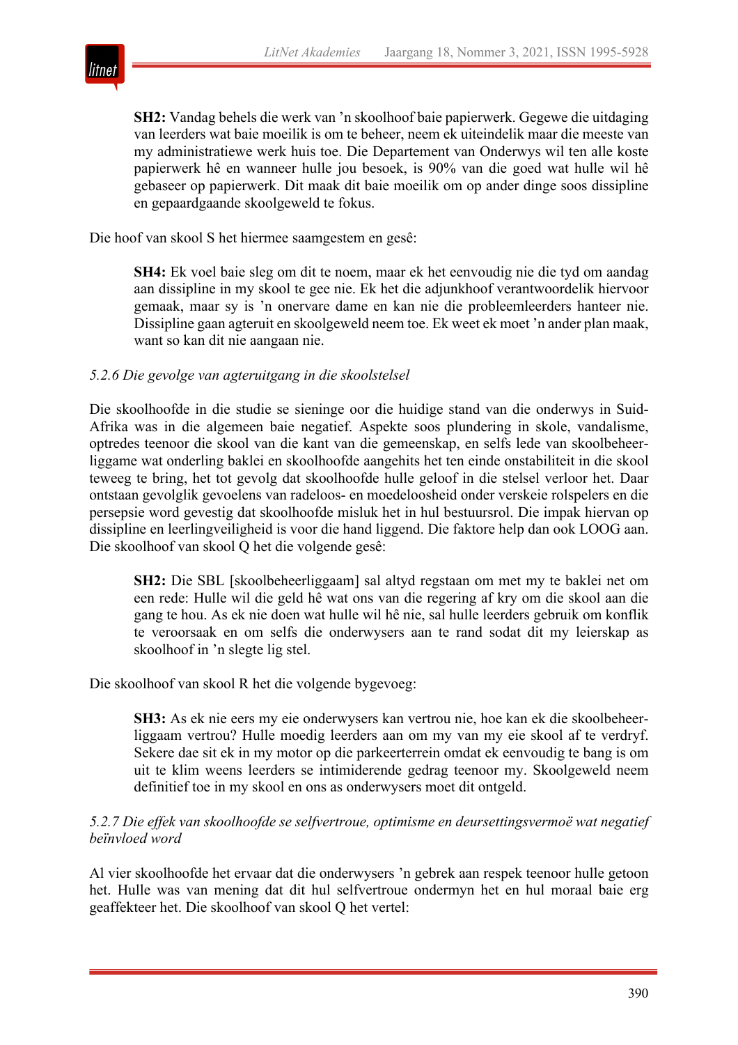> **SH2:** Vandag behels die werk van ’n skoolhoof baie papierwerk. Gegewe die uitdaging van leerders wat baie moeilik is om te beheer, neem ek uiteindelik maar die meeste van my administratiewe werk huis toe. Die Departement van Onderwys wil ten alle koste papierwerk hê en wanneer hulle jou besoek, is 90% van die goed wat hulle wil hê gebaseer op papierwerk. Dit maak dit baie moeilik om op ander dinge soos dissipline en gepaardgaande skoolgeweld te fokus.

Die hoof van skool S het hiermee saamgestem en gesê:

> **SH4:** Ek voel baie sleg om dit te noem, maar ek het eenvoudig nie die tyd om aandag aan dissipline in my skool te gee nie. Ek het die adjunkhoof verantwoordelik hiervoor gemaak, maar sy is ’n onervare dame en kan nie die probleemleerders hanteer nie. Dissipline gaan agteruit en skoolgeweld neem toe. Ek weet ek moet ’n ander plan maak, want so kan dit nie aangaan nie.

*5.2.6 Die gevolge van agteruitgang in die skoolstelsel*

Die skoolhoofde in die studie se sieninge oor die huidige stand van die onderwys in Suid-Afrika was in die algemeen baie negatief. Aspekte soos plundering in skole, vandalisme, optredes teenoor die skool van die kant van die gemeenskap, en selfs lede van skoolbeheerliggame wat onderling baklei en skoolhoofde aangehits het ten einde onstabiliteit in die skool teweeg te bring, het tot gevolg dat skoolhoofde hulle geloof in die stelsel verloor het. Daar ontstaan gevolglik gevoelens van radeloos- en moedeloosheid onder verskeie rolspelers en die persepsie word gevestig dat skoolhoofde misluk het in hul bestuursrol. Die impak hiervan op dissipline en leerlingveiligheid is voor die hand liggend. Die faktore help dan ook LOOG aan. Die skoolhoof van skool Q het die volgende gesê:

> **SH2:** Die SBL [skoolbeheerliggaam] sal altyd regstaan om met my te baklei net om een rede: Hulle wil die geld hê wat ons van die regering af kry om die skool aan die gang te hou. As ek nie doen wat hulle wil hê nie, sal hulle leerders gebruik om konflik te veroorsaak en om selfs die onderwysers aan te rand sodat dit my leierskap as skoolhoof in ’n slegte lig stel.

Die skoolhoof van skool R het die volgende bygevoeg:

> **SH3:** As ek nie eers my eie onderwysers kan vertrou nie, hoe kan ek die skoolbeheerliggaam vertrou? Hulle moedig leerders aan om my van my eie skool af te verdryf. Sekere dae sit ek in my motor op die parkeerterrein omdat ek eenvoudig te bang is om uit te klim weens leerders se intimiderende gedrag teenoor my. Skoolgeweld neem definitief toe in my skool en ons as onderwysers moet dit ontgeld.

*5.2.7 Die effek van skoolhoofde se selfvertroue, optimisme en deursettingsvermoë wat negatief beïnvloed word*

Al vier skoolhoofde het ervaar dat die onderwysers ’n gebrek aan respek teenoor hulle getoon het. Hulle was van mening dat dit hul selfvertroue ondermyn het en hul moraal baie erg geaffekteer het. Die skoolhoof van skool Q het vertel: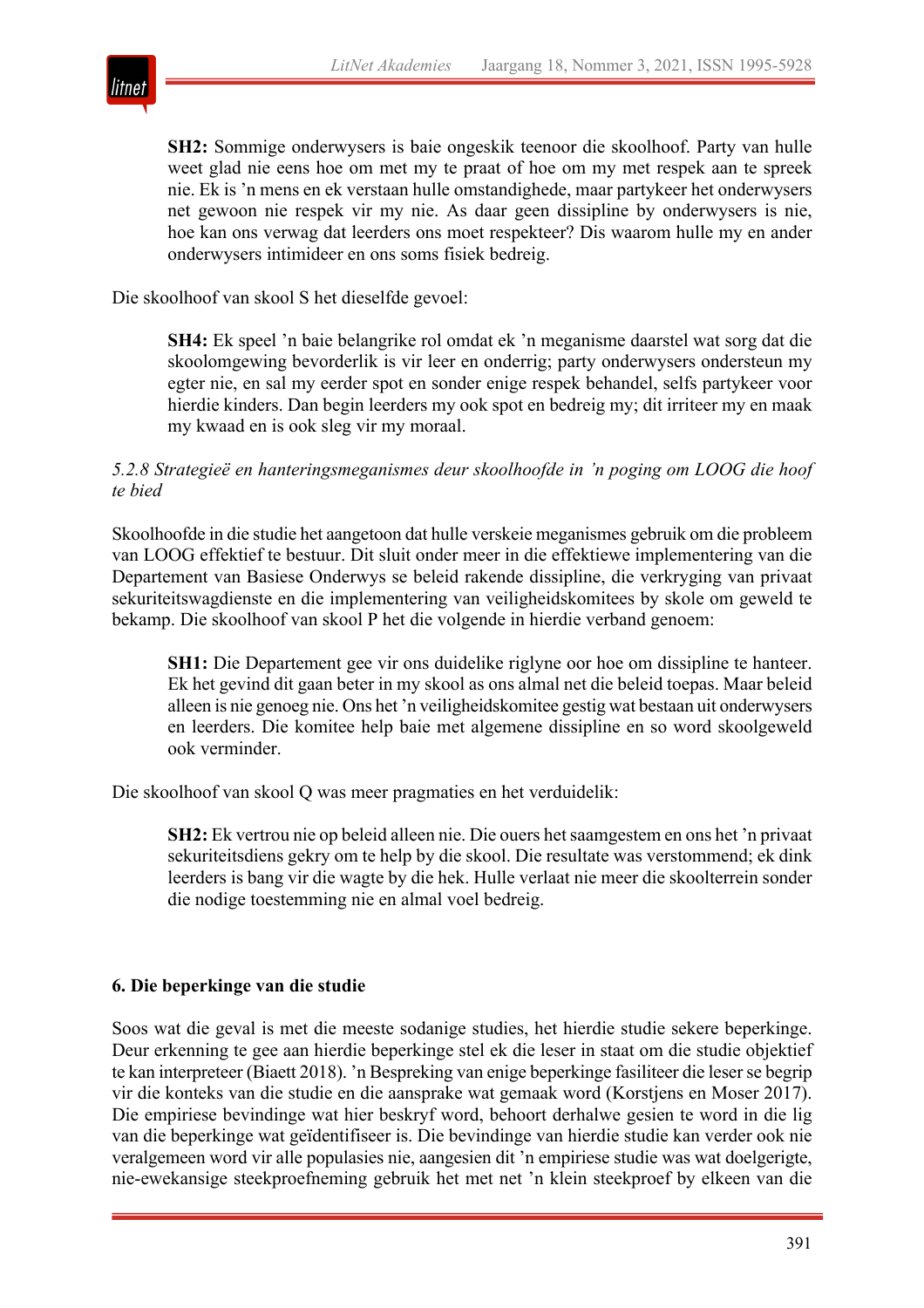> **SH2:** Sommige onderwysers is baie ongeskik teenoor die skoolhoof. Party van hulle weet glad nie eens hoe om met my te praat of hoe om my met respek aan te spreek nie. Ek is 'n mens en ek verstaan hulle omstandighede, maar partykeer het onderwysers net gewoon nie respek vir my nie. As daar geen dissipline by onderwysers is nie, hoe kan ons verwag dat leerders ons moet respekteer? Dis waarom hulle my en ander onderwysers intimideer en ons soms fisiek bedreig.

Die skoolhoof van skool S het dieselfde gevoel:

> **SH4:** Ek speel 'n baie belangrike rol omdat ek 'n meganisme daarstel wat sorg dat die skoolomgewing bevorderlik is vir leer en onderrig; party onderwysers ondersteun my egter nie, en sal my eerder spot en sonder enige respek behandel, selfs partykeer voor hierdie kinders. Dan begin leerders my ook spot en bedreig my; dit irriteer my en maak my kwaad en is ook sleg vir my moraal.

*5.2.8 Strategieë en hanteringsmeganismes deur skoolhoofde in 'n poging om LOOG die hoof te bied*

Skoolhoofde in die studie het aangetoon dat hulle verskeie meganismes gebruik om die probleem van LOOG effektief te bestuur. Dit sluit onder meer in die effektiewe implementering van die Departement van Basiese Onderwys se beleid rakende dissipline, die verkryging van privaat sekuriteitswagdienste en die implementering van veiligheidskomitees by skole om geweld te bekamp. Die skoolhoof van skool P het die volgende in hierdie verband genoem:

> **SH1:** Die Departement gee vir ons duidelike riglyne oor hoe om dissipline te hanteer. Ek het gevind dit gaan beter in my skool as ons almal net die beleid toepas. Maar beleid alleen is nie genoeg nie. Ons het 'n veiligheidskomitee gestig wat bestaan uit onderwysers en leerders. Die komitee help baie met algemene dissipline en so word skoolgeweld ook verminder.

Die skoolhoof van skool Q was meer pragmaties en het verduidelik:

> **SH2:** Ek vertrou nie op beleid alleen nie. Die ouers het saamgestem en ons het 'n privaat sekuriteitsdiens gekry om te help by die skool. Die resultate was verstommend; ek dink leerders is bang vir die wagte by die hek. Hulle verlaat nie meer die skoolterrein sonder die nodige toestemming nie en almal voel bedreig.

## 6. Die beperkinge van die studie

Soos wat die geval is met die meeste sodanige studies, het hierdie studie sekere beperkinge. Deur erkenning te gee aan hierdie beperkinge stel ek die leser in staat om die studie objektief te kan interpreteer (Biaett 2018). 'n Bespreking van enige beperkinge fasiliteer die leser se begrip vir die konteks van die studie en die aansprake wat gemaak word (Korstjens en Moser 2017). Die empiriese bevindinge wat hier beskryf word, behoort derhalwe gesien te word in die lig van die beperkinge wat geïdentifiseer is. Die bevindinge van hierdie studie kan verder ook nie veralgemeen word vir alle populasies nie, aangesien dit 'n empiriese studie was wat doelgerigte, nie-ewekansige steekproefneming gebruik het met net 'n klein steekproef by elkeen van die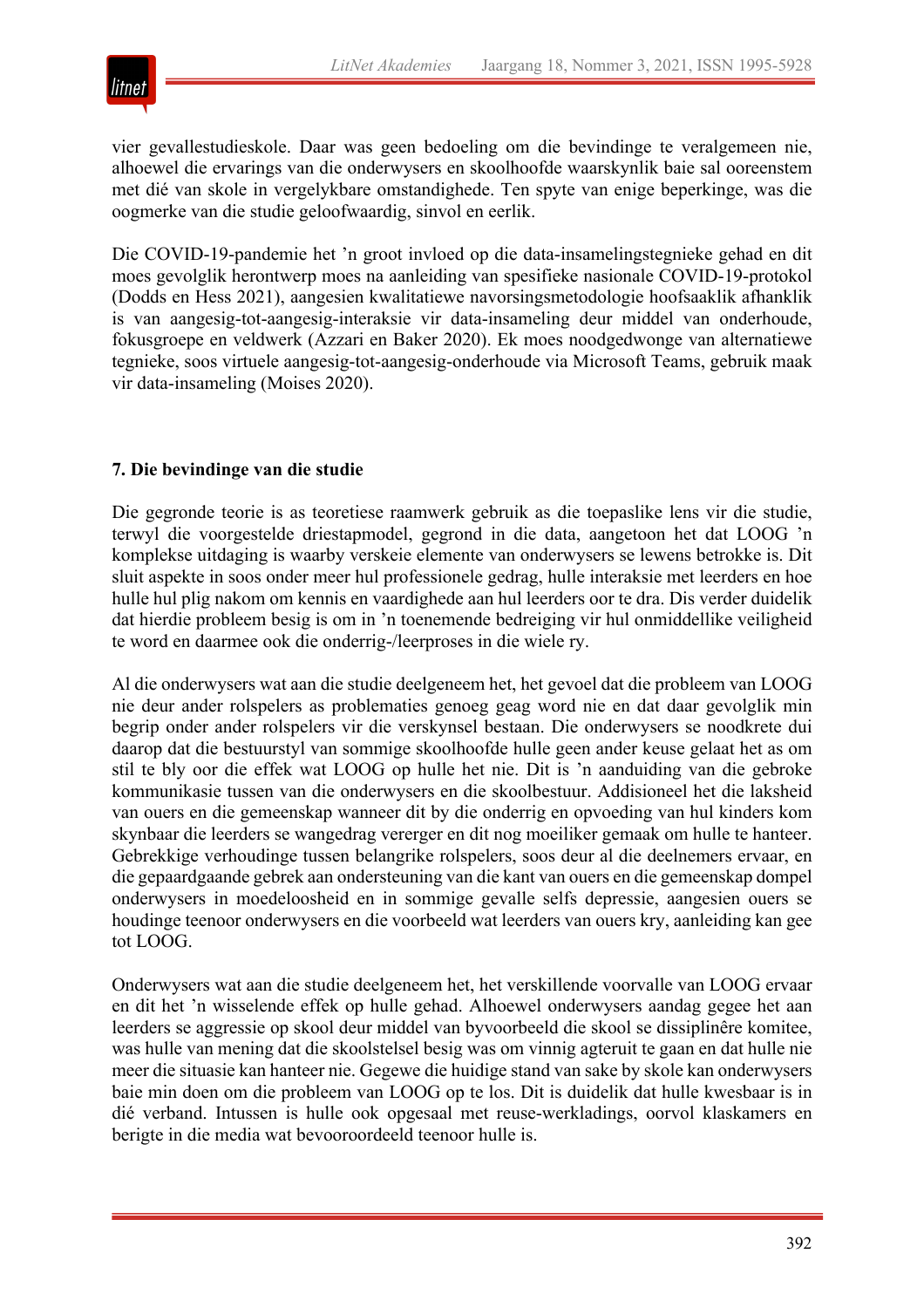vier gevallestudieskole. Daar was geen bedoeling om die bevindinge te veralgemeen nie, alhoewel die ervarings van die onderwysers en skoolhoofde waarskynlik baie sal ooreenstem met dié van skole in vergelykbare omstandighede. Ten spyte van enige beperkinge, was die oogmerke van die studie geloofwaardig, sinvol en eerlik.

Die COVID-19-pandemie het 'n groot invloed op die data-insamelingstegnieke gehad en dit moes gevolglik herontwerp moes na aanleiding van spesifieke nasionale COVID-19-protokol (Dodds en Hess 2021), aangesien kwalitatiewe navorsingsmetodologie hoofsaaklik afhanklik is van aangesig-tot-aangesig-interaksie vir data-insameling deur middel van onderhoude, fokusgroepe en veldwerk (Azzari en Baker 2020). Ek moes noodgedwonge van alternatiewe tegnieke, soos virtuele aangesig-tot-aangesig-onderhoude via Microsoft Teams, gebruik maak vir data-insameling (Moises 2020).

## 7. Die bevindinge van die studie

Die gegronde teorie is as teoretiese raamwerk gebruik as die toepaslike lens vir die studie, terwyl die voorgestelde driestapmodel, gegrond in die data, aangetoon het dat LOOG 'n komplekse uitdaging is waarby verskeie elemente van onderwysers se lewens betrokke is. Dit sluit aspekte in soos onder meer hul professionele gedrag, hulle interaksie met leerders en hoe hulle hul plig nakom om kennis en vaardighede aan hul leerders oor te dra. Dis verder duidelik dat hierdie probleem besig is om in 'n toenemende bedreiging vir hul onmiddellike veiligheid te word en daarmee ook die onderrig-/leerproses in die wiele ry.

Al die onderwysers wat aan die studie deelgeneem het, het gevoel dat die probleem van LOOG nie deur ander rolspelers as problematies genoeg geag word nie en dat daar gevolglik min begrip onder ander rolspelers vir die verskynsel bestaan. Die onderwysers se noodkrete dui daarop dat die bestuurstyl van sommige skoolhoofde hulle geen ander keuse gelaat het as om stil te bly oor die effek wat LOOG op hulle het nie. Dit is 'n aanduiding van die gebroke kommunikasie tussen van die onderwysers en die skoolbestuur. Addisioneel het die laksheid van ouers en die gemeenskap wanneer dit by die onderrig en opvoeding van hul kinders kom skynbaar die leerders se wangedrag vererger en dit nog moeiliker gemaak om hulle te hanteer. Gebrekkige verhoudinge tussen belangrike rolspelers, soos deur al die deelnemers ervaar, en die gepaardgaande gebrek aan ondersteuning van die kant van ouers en die gemeenskap dompel onderwysers in moedeloosheid en in sommige gevalle selfs depressie, aangesien ouers se houdinge teenoor onderwysers en die voorbeeld wat leerders van ouers kry, aanleiding kan gee tot LOOG.

Onderwysers wat aan die studie deelgeneem het, het verskillende voorvalle van LOOG ervaar en dit het 'n wisselende effek op hulle gehad. Alhoewel onderwysers aandag gegee het aan leerders se aggressie op skool deur middel van byvoorbeeld die skool se dissiplinêre komitee, was hulle van mening dat die skoolstelsel besig was om vinnig agteruit te gaan en dat hulle nie meer die situasie kan hanteer nie. Gegewe die huidige stand van sake by skole kan onderwysers baie min doen om die probleem van LOOG op te los. Dit is duidelik dat hulle kwesbaar is in dié verband. Intussen is hulle ook opgesaal met reuse-werkladings, oorvol klaskamers en berigte in die media wat bevooroordeeld teenoor hulle is.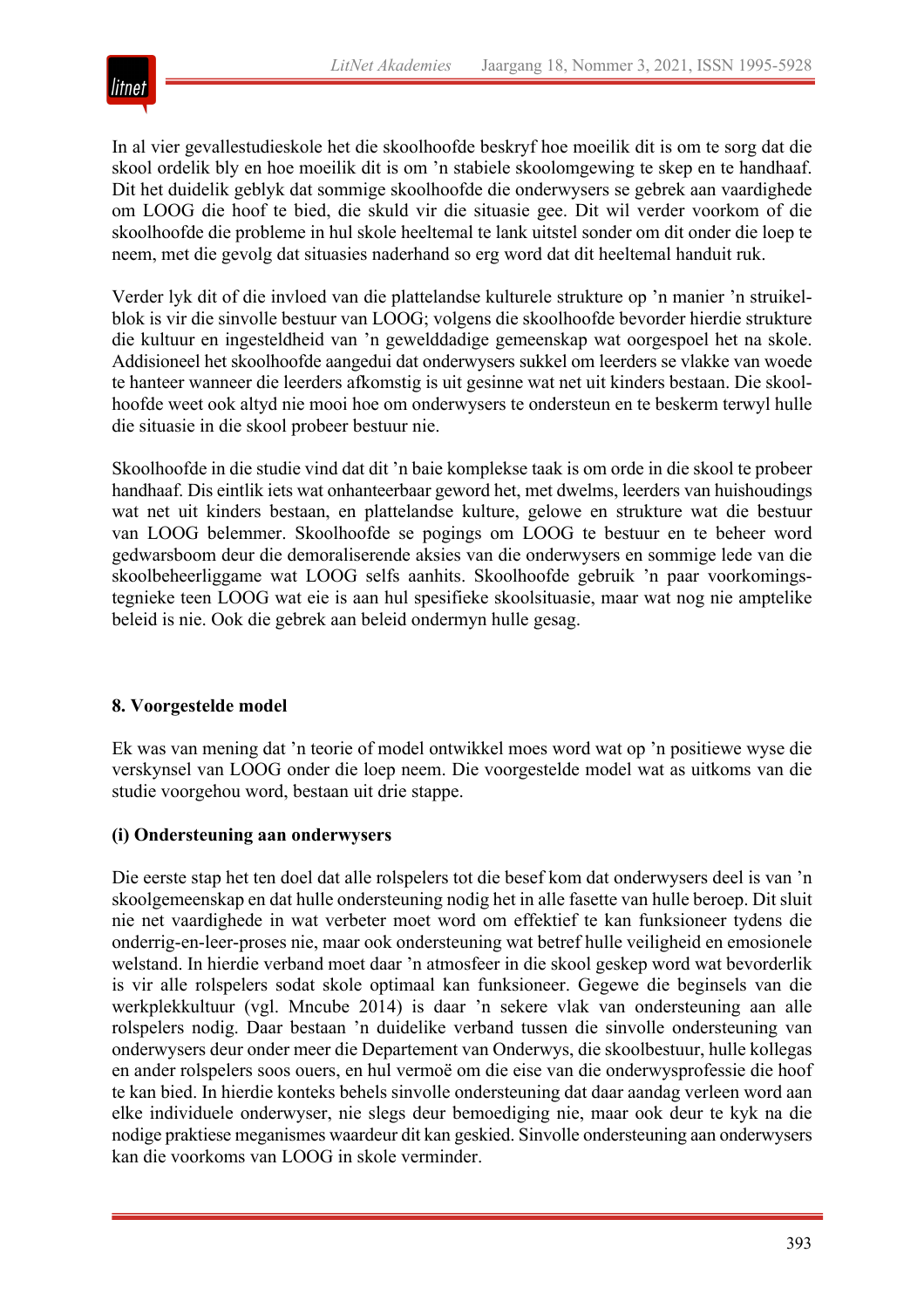In al vier gevallestudieskole het die skoolhoofde beskryf hoe moeilik dit is om te sorg dat die skool ordelik bly en hoe moeilik dit is om ’n stabiele skoolomgewing te skep en te handhaaf. Dit het duidelik geblyk dat sommige skoolhoofde die onderwysers se gebrek aan vaardighede om LOOG die hoof te bied, die skuld vir die situasie gee. Dit wil verder voorkom of die skoolhoofde die probleme in hul skole heeltemal te lank uitstel sonder om dit onder die loep te neem, met die gevolg dat situasies naderhand so erg word dat dit heeltemal handuit ruk.

Verder lyk dit of die invloed van die plattelandse kulturele strukture op ’n manier ’n struikelblok is vir die sinvolle bestuur van LOOG; volgens die skoolhoofde bevorder hierdie strukture die kultuur en ingesteldheid van ’n gewelddadige gemeenskap wat oorgespoel het na skole. Addisioneel het skoolhoofde aangedui dat onderwysers sukkel om leerders se vlakke van woede te hanteer wanneer die leerders afkomstig is uit gesinne wat net uit kinders bestaan. Die skoolhoofde weet ook altyd nie mooi hoe om onderwysers te ondersteun en te beskerm terwyl hulle die situasie in die skool probeer bestuur nie.

Skoolhoofde in die studie vind dat dit ’n baie komplekse taak is om orde in die skool te probeer handhaaf. Dis eintlik iets wat onhanteerbaar geword het, met dwelms, leerders van huishoudings wat net uit kinders bestaan, en plattelandse kulture, gelowe en strukture wat die bestuur van LOOG belemmer. Skoolhoofde se pogings om LOOG te bestuur en te beheer word gedwarsboom deur die demoraliserende aksies van die onderwysers en sommige lede van die skoolbeheerliggame wat LOOG selfs aanhits. Skoolhoofde gebruik ’n paar voorkomingstegnieke teen LOOG wat eie is aan hul spesifieke skoolsituasie, maar wat nog nie amptelike beleid is nie. Ook die gebrek aan beleid ondermyn hulle gesag.

## 8. Voorgestelde model

Ek was van mening dat ’n teorie of model ontwikkel moes word wat op ’n positiewe wyse die verskynsel van LOOG onder die loep neem. Die voorgestelde model wat as uitkoms van die studie voorgehou word, bestaan uit drie stappe.

### (i) Ondersteuning aan onderwysers

Die eerste stap het ten doel dat alle rolspelers tot die besef kom dat onderwysers deel is van ’n skoolgemeenskap en dat hulle ondersteuning nodig het in alle fasette van hulle beroep. Dit sluit nie net vaardighede in wat verbeter moet word om effektief te kan funksioneer tydens die onderrig-en-leer-proses nie, maar ook ondersteuning wat betref hulle veiligheid en emosionele welstand. In hierdie verband moet daar ’n atmosfeer in die skool geskep word wat bevorderlik is vir alle rolspelers sodat skole optimaal kan funksioneer. Gegewe die beginsels van die werkplekkultuur (vgl. Mncube 2014) is daar ’n sekere vlak van ondersteuning aan alle rolspelers nodig. Daar bestaan ’n duidelike verband tussen die sinvolle ondersteuning van onderwysers deur onder meer die Departement van Onderwys, die skoolbestuur, hulle kollegas en ander rolspelers soos ouers, en hul vermoë om die eise van die onderwysprofessie die hoof te kan bied. In hierdie konteks behels sinvolle ondersteuning dat daar aandag verleen word aan elke individuele onderwyser, nie slegs deur bemoediging nie, maar ook deur te kyk na die nodige praktiese meganismes waardeur dit kan geskied. Sinvolle ondersteuning aan onderwysers kan die voorkoms van LOOG in skole verminder.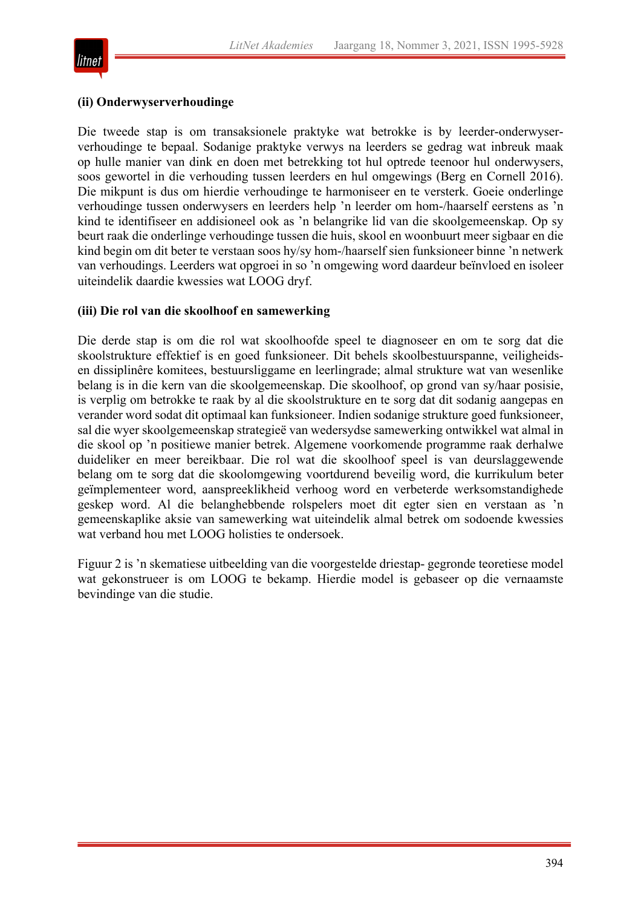**(ii) Onderwyserverhoudinge**

Die tweede stap is om transaksionele praktyke wat betrokke is by leerder-onderwyser-verhoudinge te bepaal. Sodanige praktyke verwys na leerders se gedrag wat inbreuk maak op hulle manier van dink en doen met betrekking tot hul optrede teenoor hul onderwysers, soos gewortel in die verhouding tussen leerders en hul omgewings (Berg en Cornell 2016). Die mikpunt is dus om hierdie verhoudinge te harmoniseer en te versterk. Goeie onderlinge verhoudinge tussen onderwysers en leerders help ’n leerder om hom-/haarself eerstens as ’n kind te identifiseer en addisioneel ook as ’n belangrike lid van die skoolgemeenskap. Op sy beurt raak die onderlinge verhoudinge tussen die huis, skool en woonbuurt meer sigbaar en die kind begin om dit beter te verstaan soos hy/sy hom-/haarself sien funksioneer binne ’n netwerk van verhoudings. Leerders wat opgroei in so ’n omgewing word daardeur beïnvloed en isoleer uiteindelik daardie kwessies wat LOOG dryf.

**(iii) Die rol van die skoolhoof en samewerking**

Die derde stap is om die rol wat skoolhoofde speel te diagnoseer en om te sorg dat die skoolstrukture effektief is en goed funksioneer. Dit behels skoolbestuurspanne, veiligheids- en dissiplinêre komitees, bestuursliggame en leerlingrade; almal strukture wat van wesenlike belang is in die kern van die skoolgemeenskap. Die skoolhoof, op grond van sy/haar posisie, is verplig om betrokke te raak by al die skoolstrukture en te sorg dat dit sodanig aangepas en verander word sodat dit optimaal kan funksioneer. Indien sodanige strukture goed funksioneer, sal die wyer skoolgemeenskap strategieë van wedersydse samewerking ontwikkel wat almal in die skool op ’n positiewe manier betrek. Algemene voorkomende programme raak derhalwe duideliker en meer bereikbaar. Die rol wat die skoolhoof speel is van deurslaggewende belang om te sorg dat die skoolomgewing voortdurend beveilig word, die kurrikulum beter geïmplementeer word, aanspreeklikheid verhoog word en verbeterde werksomstandighede geskep word. Al die belanghebbende rolspelers moet dit egter sien en verstaan as ’n gemeenskaplike aksie van samewerking wat uiteindelik almal betrek om sodoende kwessies wat verband hou met LOOG holisties te ondersoek.

Figuur 2 is ’n skematiese uitbeelding van die voorgestelde driestap- gegronde teoretiese model wat gekonstrueer is om LOOG te bekamp. Hierdie model is gebaseer op die vernaamste bevindinge van die studie.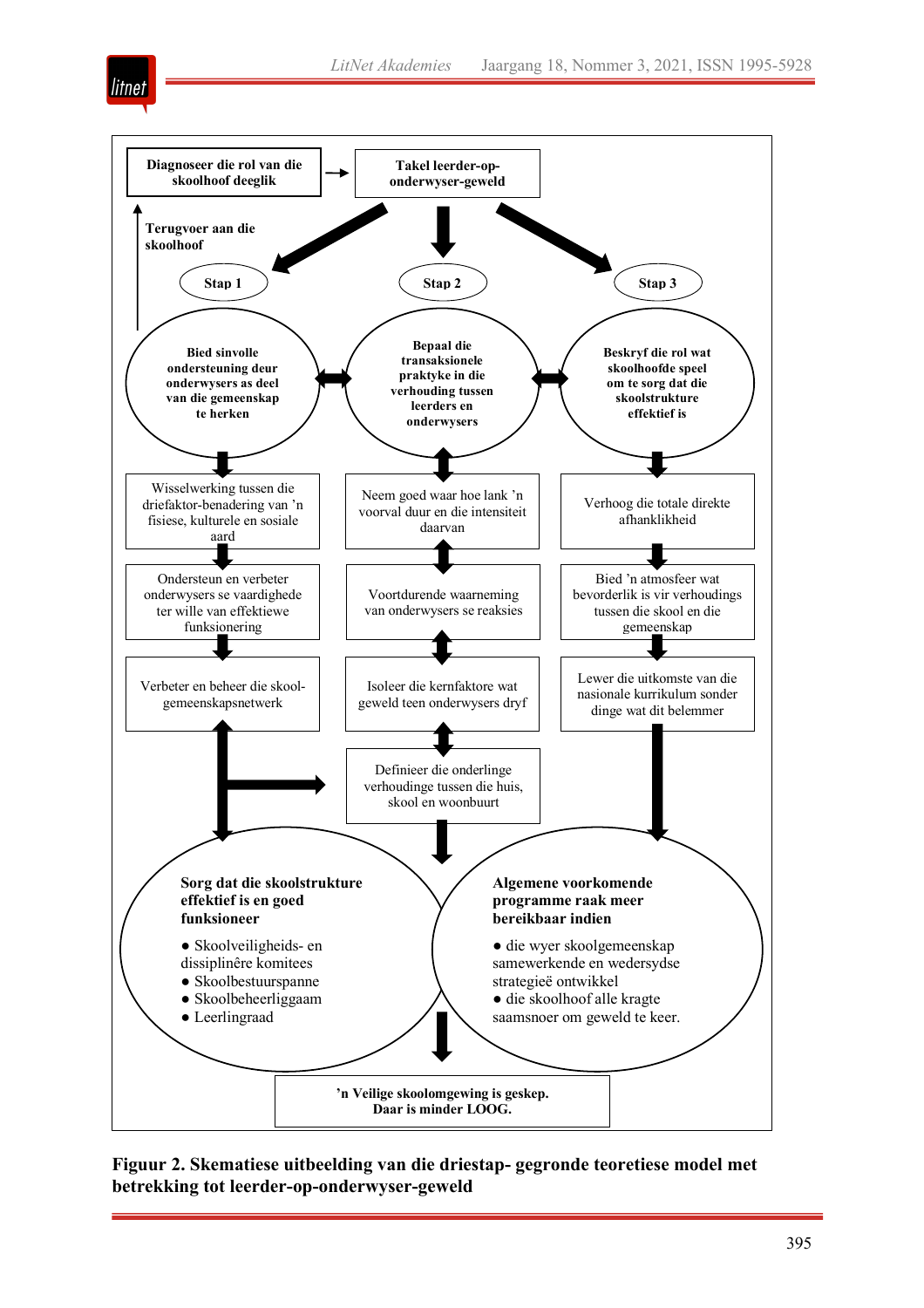Diagnoseer die rol van die skoolhoof deeglik

Takel leerder-op-onderwyser-geweld

Terugvoer aan die skoolhoof

**Stap 1**

Bied sinvolle ondersteuning deur onderwysers as deel van die gemeenskap te herken

Wisselwerking tussen die driefaktor-benadering van 'n fisiese, kulturele en sosiale aard

Ondersteun en verbeter onderwysers se vaardighede ter wille van effektiewe funksionering

Verbeter en beheer die skool-gemeenskapsnetwerk

**Stap 2**

Bepaal die transaksionele praktyke in die verhouding tussen leerders en onderwysers

Neem goed waar hoe lank 'n voorval duur en die intensiteit daarvan

Voortdurende waarneming van onderwysers se reaksies

Isoleer die kernfaktore wat geweld teen onderwysers dryf

Definieer die onderlinge verhoudinge tussen die huis, skool en woonbuurt

**Stap 3**

Beskryf die rol wat skoolhoofde speel om te sorg dat die skoolstrukture effektief is

Verhoog die totale direkte afhanklikheid

Bied 'n atmosfeer wat bevorderlik is vir verhoudings tussen die skool en die gemeenskap

Lewer die uitkomste van die nasionale kurrikulum sonder dinge wat dit belemmer

**Sorg dat die skoolstrukture effektief is en goed funksioneer**

- Skoolveiligheids- en dissiplinêre komitees
- Skoolbestuurspanne
- Skoolbeheerliggaam
- Leerlingraad

**Algemene voorkomende programme raak meer bereikbaar indien**

- die wyer skoolgemeenskap samewerkende en wedersydse strategieë ontwikkel
- die skoolhoof alle kragte saamsnoer om geweld te keer.

**'n Veilige skoolomgewing is geskep. Daar is minder LOOG.**

**Figuur 2. Skematiese uitbeelding van die driestap- gegronde teoretiese model met betrekking tot leerder-op-onderwyser-geweld**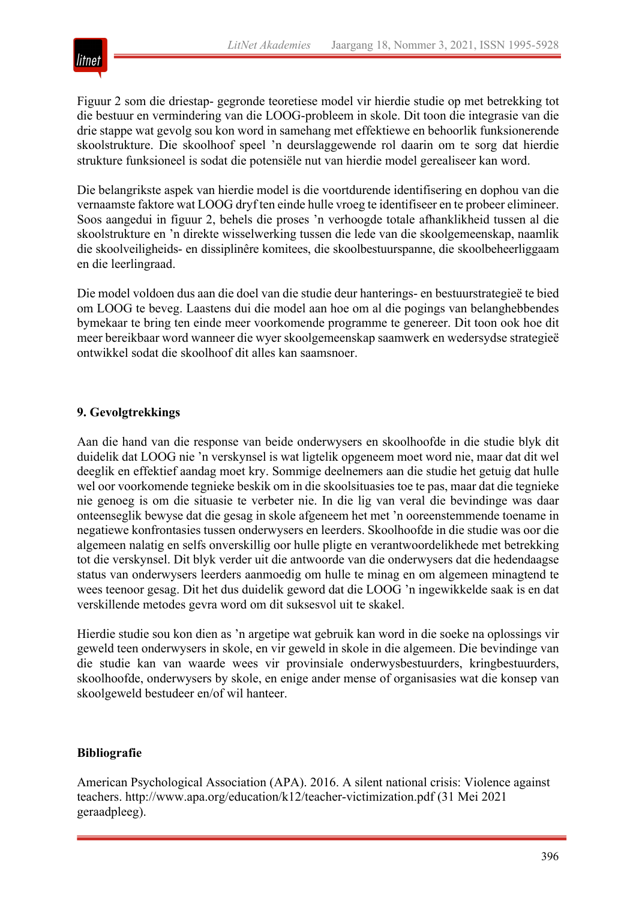Figuur 2 som die driestap- gegronde teoretiese model vir hierdie studie op met betrekking tot die bestuur en vermindering van die LOOG-probleem in skole. Dit toon die integrasie van die drie stappe wat gevolg sou kon word in samehang met effektiewe en behoorlik funksionerende skoolstrukture. Die skoolhoof speel 'n deurslaggewende rol daarin om te sorg dat hierdie strukture funksioneel is sodat die potensiële nut van hierdie model gerealiseer kan word.

Die belangrikste aspek van hierdie model is die voortdurende identifisering en dophou van die vernaamste faktore wat LOOG dryf ten einde hulle vroeg te identifiseer en te probeer elimineer. Soos aangedui in figuur 2, behels die proses 'n verhoogde totale afhanklikheid tussen al die skoolstrukture en 'n direkte wisselwerking tussen die lede van die skoolgemeenskap, naamlik die skoolveiligheids- en dissiplinêre komitees, die skoolbestuurspanne, die skoolbeheerliggaam en die leerlingraad.

Die model voldoen dus aan die doel van die studie deur hanterings- en bestuurstrategieë te bied om LOOG te beveg. Laastens dui die model aan hoe om al die pogings van belanghebbendes bymekaar te bring ten einde meer voorkomende programme te genereer. Dit toon ook hoe dit meer bereikbaar word wanneer die wyer skoolgemeenskap saamwerk en wedersydse strategieë ontwikkel sodat die skoolhoof dit alles kan saamsnoer.

## 9. Gevolgtrekkings

Aan die hand van die response van beide onderwysers en skoolhoofde in die studie blyk dit duidelik dat LOOG nie 'n verskynsel is wat ligtelik opgeneem moet word nie, maar dat dit wel deeglik en effektief aandag moet kry. Sommige deelnemers aan die studie het getuig dat hulle wel oor voorkomende tegnieke beskik om in die skoolsituasies toe te pas, maar dat die tegnieke nie genoeg is om die situasie te verbeter nie. In die lig van veral die bevindinge was daar onteenseglik bewyse dat die gesag in skole afgeneem het met 'n ooreenstemmende toename in negatiewe konfrontasies tussen onderwysers en leerders. Skoolhoofde in die studie was oor die algemeen nalatig en selfs onverskillig oor hulle pligte en verantwoordelikhede met betrekking tot die verskynsel. Dit blyk verder uit die antwoorde van die onderwysers dat die hedendaagse status van onderwysers leerders aanmoedig om hulle te minag en om algemeen minagtend te wees teenoor gesag. Dit het dus duidelik geword dat die LOOG 'n ingewikkelde saak is en dat verskillende metodes gevra word om dit suksesvol uit te skakel.

Hierdie studie sou kon dien as 'n argetipe wat gebruik kan word in die soeke na oplossings vir geweld teen onderwysers in skole, en vir geweld in skole in die algemeen. Die bevindinge van die studie kan van waarde wees vir provinsiale onderwysbestuurders, kringbestuurders, skoolhoofde, onderwysers by skole, en enige ander mense of organisasies wat die konsep van skoolgeweld bestudeer en/of wil hanteer.

## Bibliografie

American Psychological Association (APA). 2016. A silent national crisis: Violence against teachers. http://www.apa.org/education/k12/teacher-victimization.pdf (31 Mei 2021 geraadpleeg).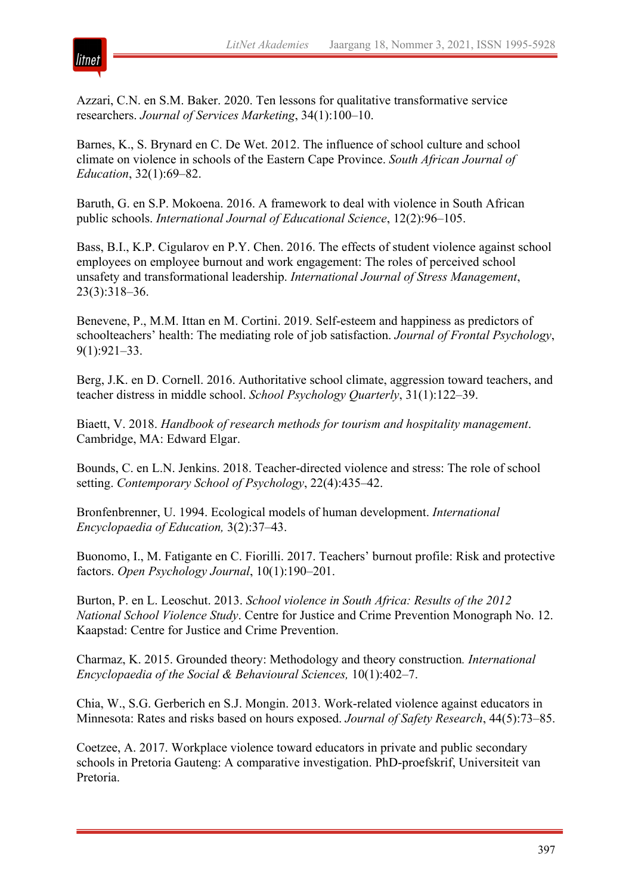Azzari, C.N. en S.M. Baker. 2020. Ten lessons for qualitative transformative service researchers. *Journal of Services Marketing*, 34(1):100–10.

Barnes, K., S. Brynard en C. De Wet. 2012. The influence of school culture and school climate on violence in schools of the Eastern Cape Province. *South African Journal of Education*, 32(1):69–82.

Baruth, G. en S.P. Mokoena. 2016. A framework to deal with violence in South African public schools. *International Journal of Educational Science*, 12(2):96–105.

Bass, B.I., K.P. Cigularov en P.Y. Chen. 2016. The effects of student violence against school employees on employee burnout and work engagement: The roles of perceived school unsafety and transformational leadership. *International Journal of Stress Management*, 23(3):318–36.

Benevene, P., M.M. Ittan en M. Cortini. 2019. Self-esteem and happiness as predictors of schoolteachers' health: The mediating role of job satisfaction. *Journal of Frontal Psychology*, 9(1):921–33.

Berg, J.K. en D. Cornell. 2016. Authoritative school climate, aggression toward teachers, and teacher distress in middle school. *School Psychology Quarterly*, 31(1):122–39.

Biaett, V. 2018. *Handbook of research methods for tourism and hospitality management*. Cambridge, MA: Edward Elgar.

Bounds, C. en L.N. Jenkins. 2018. Teacher-directed violence and stress: The role of school setting. *Contemporary School of Psychology*, 22(4):435–42.

Bronfenbrenner, U. 1994. Ecological models of human development. *International Encyclopaedia of Education,* 3(2):37–43.

Buonomo, I., M. Fatigante en C. Fiorilli. 2017. Teachers' burnout profile: Risk and protective factors. *Open Psychology Journal*, 10(1):190–201.

Burton, P. en L. Leoschut. 2013. *School violence in South Africa: Results of the 2012 National School Violence Study*. Centre for Justice and Crime Prevention Monograph No. 12. Kaapstad: Centre for Justice and Crime Prevention.

Charmaz, K. 2015. Grounded theory: Methodology and theory construction. *International Encyclopaedia of the Social & Behavioural Sciences,* 10(1):402–7.

Chia, W., S.G. Gerberich en S.J. Mongin. 2013. Work-related violence against educators in Minnesota: Rates and risks based on hours exposed. *Journal of Safety Research*, 44(5):73–85.

Coetzee, A. 2017. Workplace violence toward educators in private and public secondary schools in Pretoria Gauteng: A comparative investigation. PhD-proefskrif, Universiteit van Pretoria.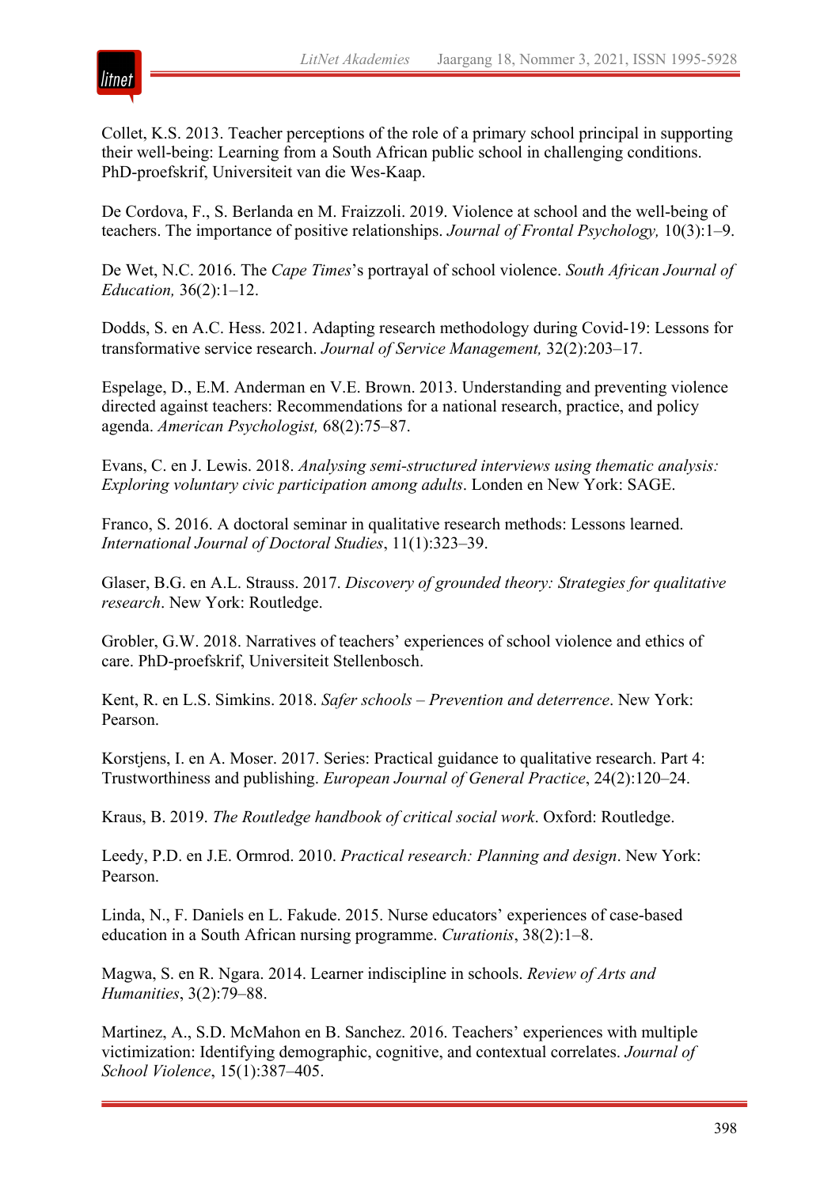Collet, K.S. 2013. Teacher perceptions of the role of a primary school principal in supporting their well-being: Learning from a South African public school in challenging conditions. PhD-proefskrif, Universiteit van die Wes-Kaap.

De Cordova, F., S. Berlanda en M. Fraizzoli. 2019. Violence at school and the well-being of teachers. The importance of positive relationships. *Journal of Frontal Psychology,* 10(3):1–9.

De Wet, N.C. 2016. The *Cape Times*'s portrayal of school violence. *South African Journal of Education,* 36(2):1–12.

Dodds, S. en A.C. Hess. 2021. Adapting research methodology during Covid-19: Lessons for transformative service research. *Journal of Service Management,* 32(2):203–17.

Espelage, D., E.M. Anderman en V.E. Brown. 2013. Understanding and preventing violence directed against teachers: Recommendations for a national research, practice, and policy agenda. *American Psychologist,* 68(2):75–87.

Evans, C. en J. Lewis. 2018. *Analysing semi-structured interviews using thematic analysis: Exploring voluntary civic participation among adults*. Londen en New York: SAGE.

Franco, S. 2016. A doctoral seminar in qualitative research methods: Lessons learned. *International Journal of Doctoral Studies*, 11(1):323–39.

Glaser, B.G. en A.L. Strauss. 2017. *Discovery of grounded theory: Strategies for qualitative research*. New York: Routledge.

Grobler, G.W. 2018. Narratives of teachers' experiences of school violence and ethics of care. PhD-proefskrif, Universiteit Stellenbosch.

Kent, R. en L.S. Simkins. 2018. *Safer schools – Prevention and deterrence*. New York: Pearson.

Korstjens, I. en A. Moser. 2017. Series: Practical guidance to qualitative research. Part 4: Trustworthiness and publishing. *European Journal of General Practice*, 24(2):120–24.

Kraus, B. 2019. *The Routledge handbook of critical social work*. Oxford: Routledge.

Leedy, P.D. en J.E. Ormrod. 2010. *Practical research: Planning and design*. New York: Pearson.

Linda, N., F. Daniels en L. Fakude. 2015. Nurse educators' experiences of case-based education in a South African nursing programme. *Curationis*, 38(2):1–8.

Magwa, S. en R. Ngara. 2014. Learner indiscipline in schools. *Review of Arts and Humanities*, 3(2):79–88.

Martinez, A., S.D. McMahon en B. Sanchez. 2016. Teachers' experiences with multiple victimization: Identifying demographic, cognitive, and contextual correlates. *Journal of School Violence*, 15(1):387–405.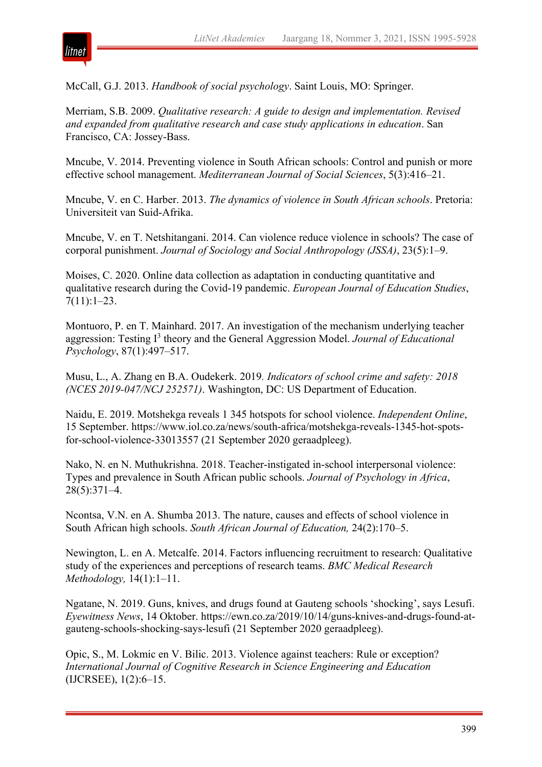McCall, G.J. 2013. *Handbook of social psychology*. Saint Louis, MO: Springer.

Merriam, S.B. 2009. *Qualitative research: A guide to design and implementation. Revised and expanded from qualitative research and case study applications in education*. San Francisco, CA: Jossey-Bass.

Mncube, V. 2014. Preventing violence in South African schools: Control and punish or more effective school management. *Mediterranean Journal of Social Sciences*, 5(3):416–21.

Mncube, V. en C. Harber. 2013. *The dynamics of violence in South African schools*. Pretoria: Universiteit van Suid-Afrika.

Mncube, V. en T. Netshitangani. 2014. Can violence reduce violence in schools? The case of corporal punishment. *Journal of Sociology and Social Anthropology (JSSA)*, 23(5):1–9.

Moises, C. 2020. Online data collection as adaptation in conducting quantitative and qualitative research during the Covid-19 pandemic. *European Journal of Education Studies*, 7(11):1–23.

Montuoro, P. en T. Mainhard. 2017. An investigation of the mechanism underlying teacher aggression: Testing $I^3$ theory and the General Aggression Model. *Journal of Educational Psychology*, 87(1):497–517.

Musu, L., A. Zhang en B.A. Oudekerk. 2019*. Indicators of school crime and safety: 2018 (NCES 2019-047/NCJ 252571)*. Washington, DC: US Department of Education.

Naidu, E. 2019. Motshekga reveals 1 345 hotspots for school violence. *Independent Online*, 15 September. https://www.iol.co.za/news/south-africa/motshekga-reveals-1345-hot-spots-for-school-violence-33013557 (21 September 2020 geraadpleeg).

Nako, N. en N. Muthukrishna. 2018. Teacher-instigated in-school interpersonal violence: Types and prevalence in South African public schools. *Journal of Psychology in Africa*, 28(5):371–4.

Ncontsa, V.N. en A. Shumba 2013. The nature, causes and effects of school violence in South African high schools. *South African Journal of Education,* 24(2):170–5.

Newington, L. en A. Metcalfe. 2014. Factors influencing recruitment to research: Qualitative study of the experiences and perceptions of research teams. *BMC Medical Research Methodology,* 14(1):1–11.

Ngatane, N. 2019. Guns, knives, and drugs found at Gauteng schools 'shocking', says Lesufi. *Eyewitness News*, 14 Oktober. https://ewn.co.za/2019/10/14/guns-knives-and-drugs-found-at-gauteng-schools-shocking-says-lesufi (21 September 2020 geraadpleeg).

Opic, S., M. Lokmic en V. Bilic. 2013. Violence against teachers: Rule or exception? *International Journal of Cognitive Research in Science Engineering and Education* (IJCRSEE), 1(2):6–15.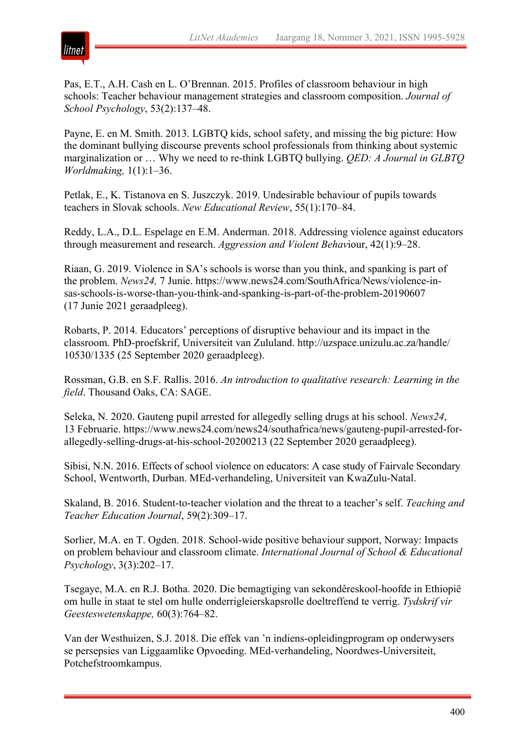Pas, E.T., A.H. Cash en L. O'Brennan. 2015. Profiles of classroom behaviour in high schools: Teacher behaviour management strategies and classroom composition. *Journal of School Psychology*, 53(2):137–48.

Payne, E. en M. Smith. 2013. LGBTQ kids, school safety, and missing the big picture: How the dominant bullying discourse prevents school professionals from thinking about systemic marginalization or … Why we need to re-think LGBTQ bullying. *QED: A Journal in GLBTQ Worldmaking,* 1(1):1–36.

Petlak, E., K. Tistanova en S. Juszczyk. 2019. Undesirable behaviour of pupils towards teachers in Slovak schools. *New Educational Review*, 55(1):170–84.

Reddy, L.A., D.L. Espelage en E.M. Anderman. 2018. Addressing violence against educators through measurement and research. *Aggression and Violent Behav*iour, 42(1):9–28.

Riaan, G. 2019. Violence in SA's schools is worse than you think, and spanking is part of the problem. *News24,* 7 Junie. https://www.news24.com/SouthAfrica/News/violence-in-sas-schools-is-worse-than-you-think-and-spanking-is-part-of-the-problem-20190607 (17 Junie 2021 geraadpleeg).

Robarts, P. 2014*.* Educators' perceptions of disruptive behaviour and its impact in the classroom. PhD-proefskrif, Universiteit van Zululand. http://uzspace.unizulu.ac.za/handle/10530/1335 (25 September 2020 geraadpleeg).

Rossman, G.B. en S.F. Rallis. 2016. *An introduction to qualitative research: Learning in the field*. Thousand Oaks, CA: SAGE.

Seleka, N. 2020. Gauteng pupil arrested for allegedly selling drugs at his school. *News24*, 13 Februarie. https://www.news24.com/news24/southafrica/news/gauteng-pupil-arrested-for-allegedly-selling-drugs-at-his-school-20200213 (22 September 2020 geraadpleeg).

Sibisi, N.N. 2016. Effects of school violence on educators: A case study of Fairvale Secondary School, Wentworth, Durban. MEd-verhandeling, Universiteit van KwaZulu-Natal.

Skaland, B. 2016. Student-to-teacher violation and the threat to a teacher's self. *Teaching and Teacher Education Journal*, 59(2):309–17.

Sorlier, M.A. en T. Ogden. 2018. School-wide positive behaviour support, Norway: Impacts on problem behaviour and classroom climate. *International Journal of School & Educational Psychology*, 3(3):202–17.

Tsegaye, M.A. en R.J. Botha. 2020. Die bemagtiging van sekondêreskool-hoofde in Ethiopië om hulle in staat te stel om hulle onderrigleierskapsrolle doeltreffend te verrig. *Tydskrif vir Geesteswetenskappe,* 60(3):764–82.

Van der Westhuizen, S.J. 2018. Die effek van 'n indiens-opleidingprogram op onderwysers se persepsies van Liggaamlike Opvoeding. MEd-verhandeling, Noordwes-Universiteit, Potchefstroomkampus.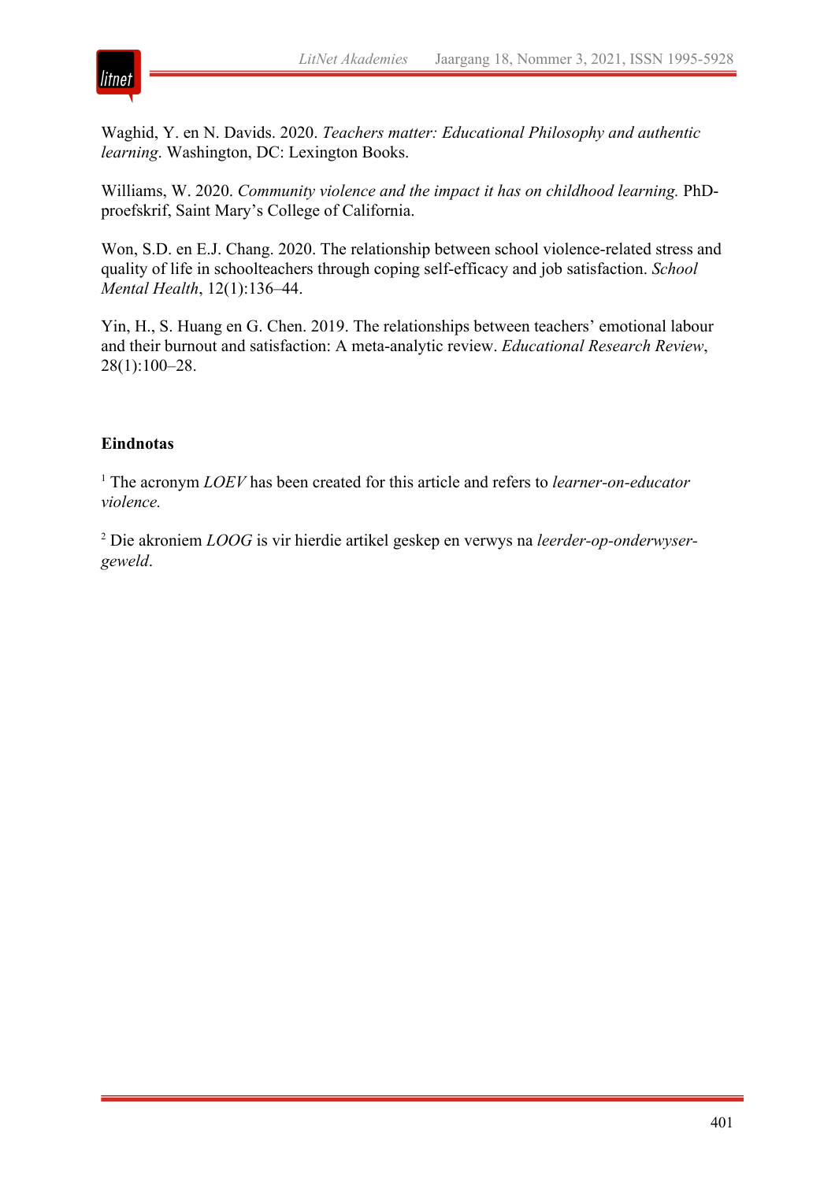Waghid, Y. en N. Davids. 2020. *Teachers matter: Educational Philosophy and authentic learning*. Washington, DC: Lexington Books.

Williams, W. 2020. *Community violence and the impact it has on childhood learning.* PhD-proefskrif, Saint Mary's College of California.

Won, S.D. en E.J. Chang. 2020. The relationship between school violence-related stress and quality of life in schoolteachers through coping self-efficacy and job satisfaction. *School Mental Health*, 12(1):136–44.

Yin, H., S. Huang en G. Chen. 2019. The relationships between teachers' emotional labour and their burnout and satisfaction: A meta-analytic review. *Educational Research Review*, 28(1):100–28.

**Eindnotas**

[1] The acronym *LOEV* has been created for this article and refers to *learner-on-educator violence.*

[2] Die akroniem *LOOG* is vir hierdie artikel geskep en verwys na *leerder-op-onderwyser-geweld*.